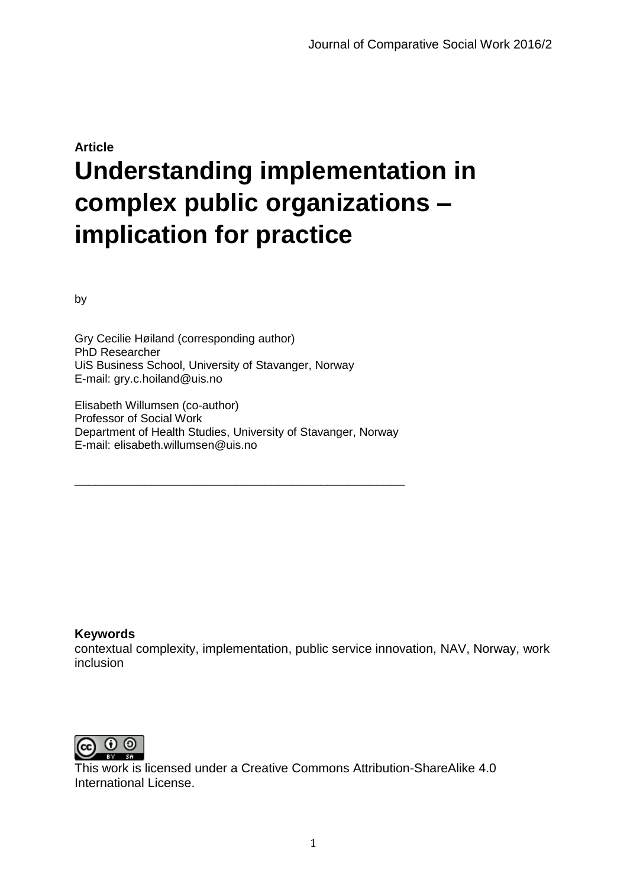**Article**

# Understanding implementation in complex public organizations – implication for practice

by

Gry Cecilie Høiland (corresponding author)
PhD Researcher
UiS Business School, University of Stavanger, Norway
E-mail: gry.c.hoiland@uis.no

Elisabeth Willumsen (co-author)
Professor of Social Work
Department of Health Studies, University of Stavanger, Norway
E-mail: elisabeth.willumsen@uis.no

---

**Keywords**
contextual complexity, implementation, public service innovation, NAV, Norway, work inclusion

This work is licensed under a Creative Commons Attribution-ShareAlike 4.0 International License.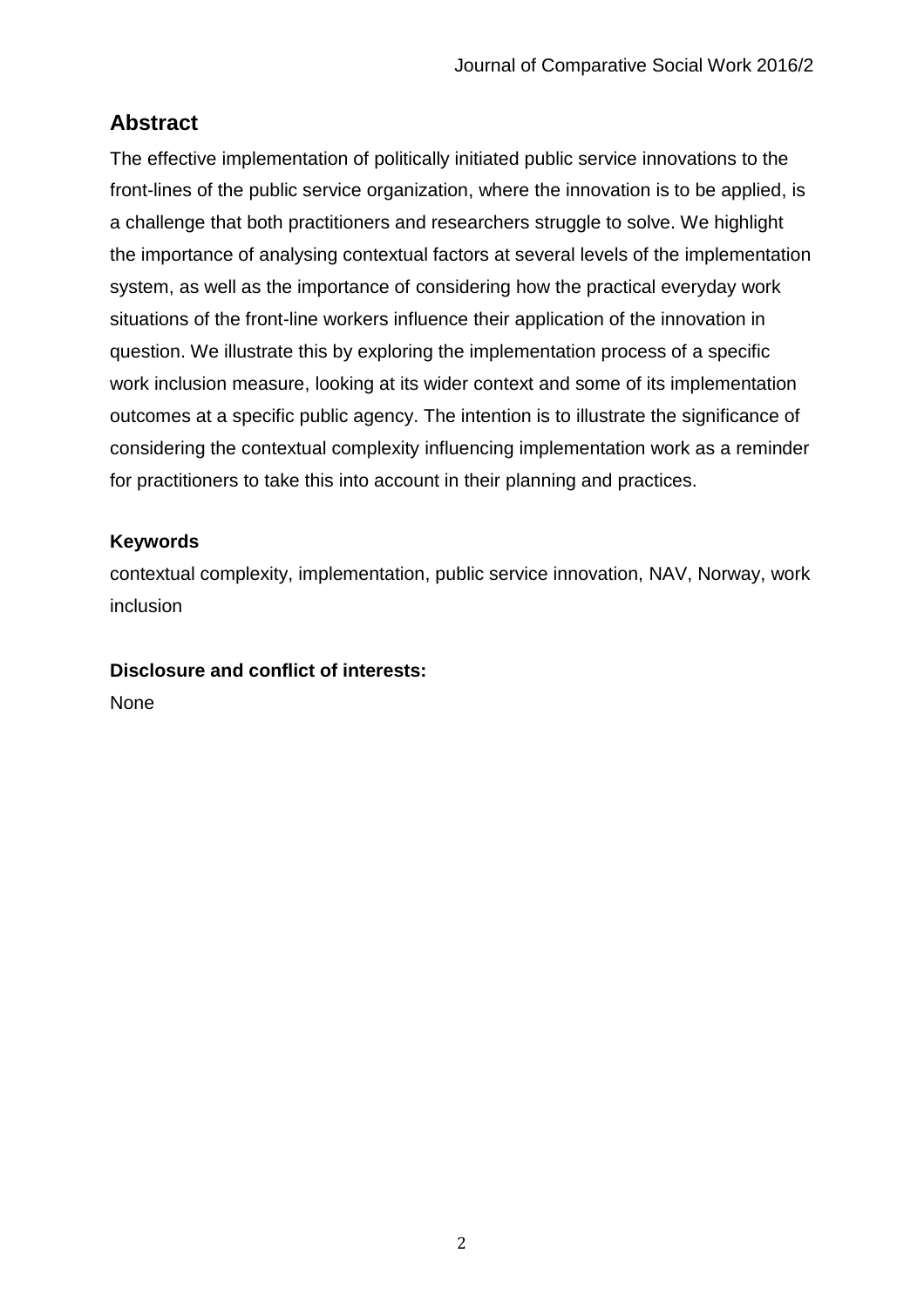## Abstract

The effective implementation of politically initiated public service innovations to the front-lines of the public service organization, where the innovation is to be applied, is a challenge that both practitioners and researchers struggle to solve. We highlight the importance of analysing contextual factors at several levels of the implementation system, as well as the importance of considering how the practical everyday work situations of the front-line workers influence their application of the innovation in question. We illustrate this by exploring the implementation process of a specific work inclusion measure, looking at its wider context and some of its implementation outcomes at a specific public agency. The intention is to illustrate the significance of considering the contextual complexity influencing implementation work as a reminder for practitioners to take this into account in their planning and practices.

### Keywords

contextual complexity, implementation, public service innovation, NAV, Norway, work inclusion

### Disclosure and conflict of interests:

None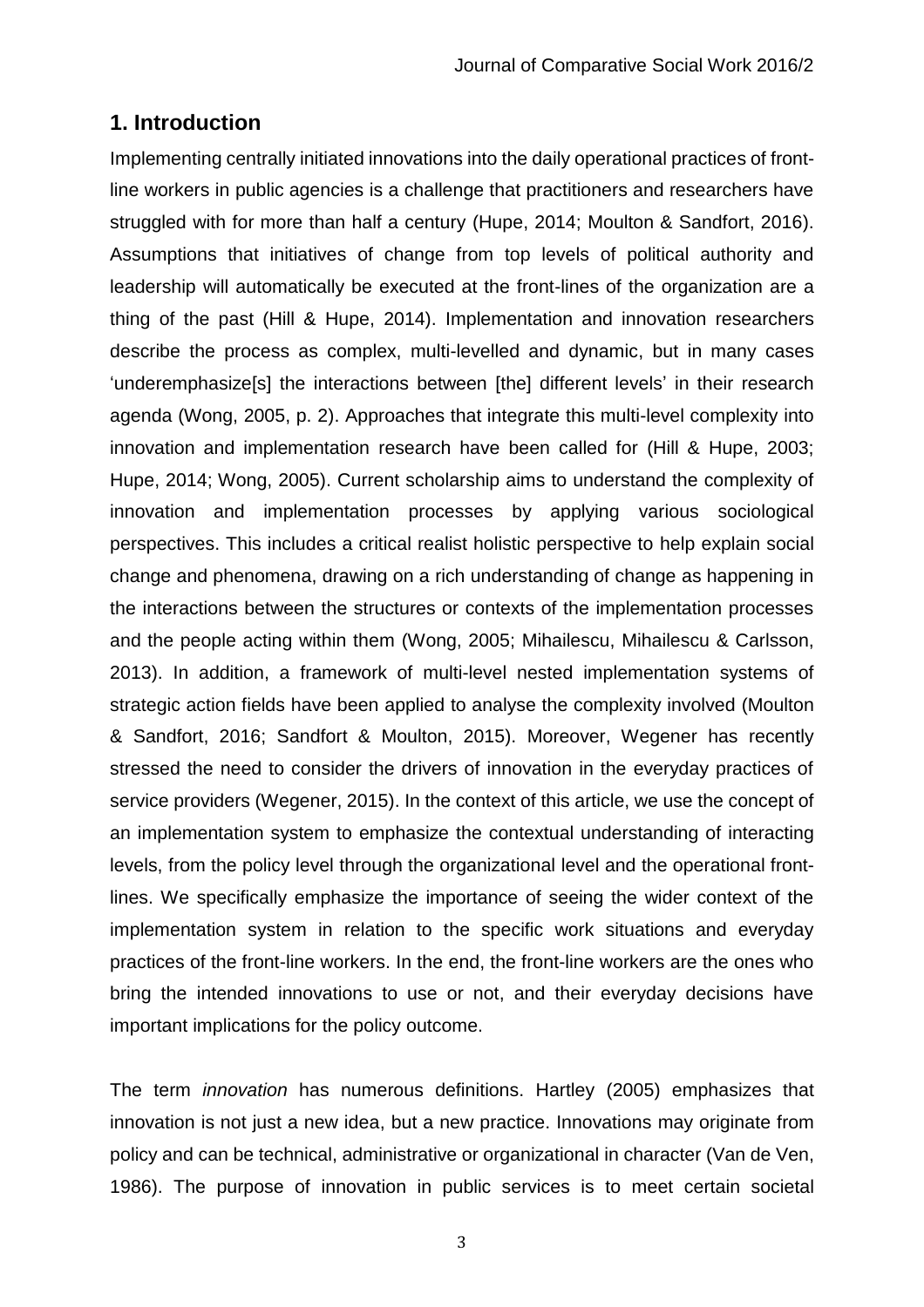## 1. Introduction

Implementing centrally initiated innovations into the daily operational practices of front-line workers in public agencies is a challenge that practitioners and researchers have struggled with for more than half a century (Hupe, 2014; Moulton & Sandfort, 2016). Assumptions that initiatives of change from top levels of political authority and leadership will automatically be executed at the front-lines of the organization are a thing of the past (Hill & Hupe, 2014). Implementation and innovation researchers describe the process as complex, multi-levelled and dynamic, but in many cases 'underemphasize[s] the interactions between [the] different levels' in their research agenda (Wong, 2005, p. 2). Approaches that integrate this multi-level complexity into innovation and implementation research have been called for (Hill & Hupe, 2003; Hupe, 2014; Wong, 2005). Current scholarship aims to understand the complexity of innovation and implementation processes by applying various sociological perspectives. This includes a critical realist holistic perspective to help explain social change and phenomena, drawing on a rich understanding of change as happening in the interactions between the structures or contexts of the implementation processes and the people acting within them (Wong, 2005; Mihailescu, Mihailescu & Carlsson, 2013). In addition, a framework of multi-level nested implementation systems of strategic action fields have been applied to analyse the complexity involved (Moulton & Sandfort, 2016; Sandfort & Moulton, 2015). Moreover, Wegener has recently stressed the need to consider the drivers of innovation in the everyday practices of service providers (Wegener, 2015). In the context of this article, we use the concept of an implementation system to emphasize the contextual understanding of interacting levels, from the policy level through the organizational level and the operational front-lines. We specifically emphasize the importance of seeing the wider context of the implementation system in relation to the specific work situations and everyday practices of the front-line workers. In the end, the front-line workers are the ones who bring the intended innovations to use or not, and their everyday decisions have important implications for the policy outcome.

The term *innovation* has numerous definitions. Hartley (2005) emphasizes that innovation is not just a new idea, but a new practice. Innovations may originate from policy and can be technical, administrative or organizational in character (Van de Ven, 1986). The purpose of innovation in public services is to meet certain societal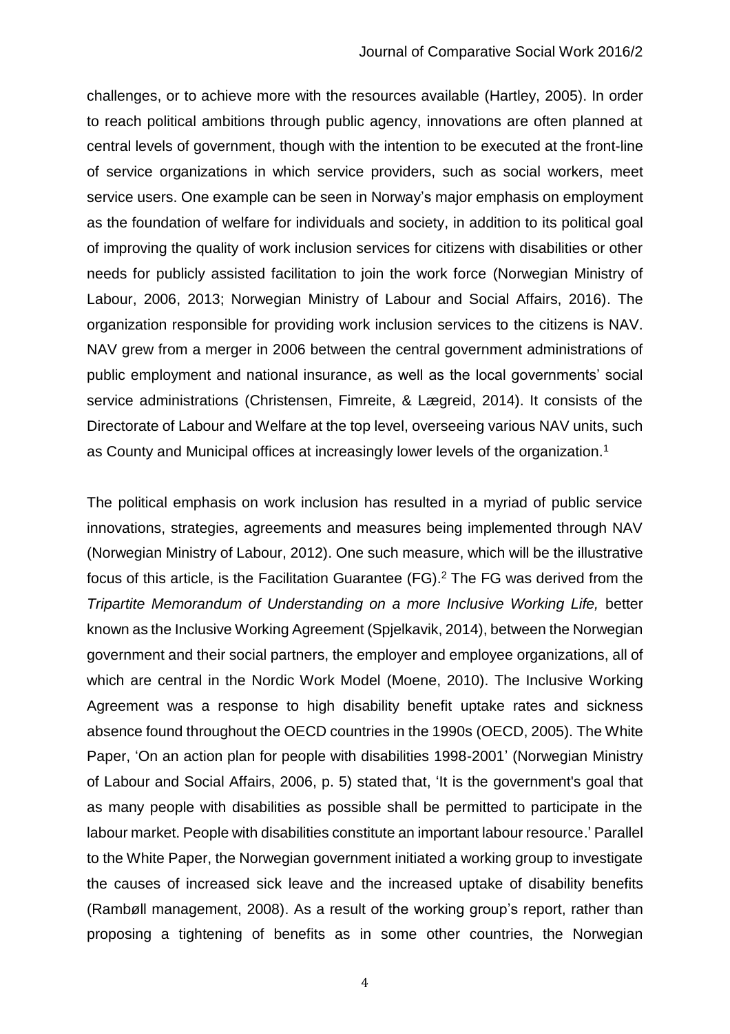challenges, or to achieve more with the resources available (Hartley, 2005). In order to reach political ambitions through public agency, innovations are often planned at central levels of government, though with the intention to be executed at the front-line of service organizations in which service providers, such as social workers, meet service users. One example can be seen in Norway's major emphasis on employment as the foundation of welfare for individuals and society, in addition to its political goal of improving the quality of work inclusion services for citizens with disabilities or other needs for publicly assisted facilitation to join the work force (Norwegian Ministry of Labour, 2006, 2013; Norwegian Ministry of Labour and Social Affairs, 2016). The organization responsible for providing work inclusion services to the citizens is NAV. NAV grew from a merger in 2006 between the central government administrations of public employment and national insurance, as well as the local governments' social service administrations (Christensen, Fimreite, & Lægreid, 2014). It consists of the Directorate of Labour and Welfare at the top level, overseeing various NAV units, such as County and Municipal offices at increasingly lower levels of the organization.[1]

The political emphasis on work inclusion has resulted in a myriad of public service innovations, strategies, agreements and measures being implemented through NAV (Norwegian Ministry of Labour, 2012). One such measure, which will be the illustrative focus of this article, is the Facilitation Guarantee (FG).[2] The FG was derived from the *Tripartite Memorandum of Understanding on a more Inclusive Working Life,* better known as the Inclusive Working Agreement (Spjelkavik, 2014), between the Norwegian government and their social partners, the employer and employee organizations, all of which are central in the Nordic Work Model (Moene, 2010). The Inclusive Working Agreement was a response to high disability benefit uptake rates and sickness absence found throughout the OECD countries in the 1990s (OECD, 2005). The White Paper, 'On an action plan for people with disabilities 1998-2001' (Norwegian Ministry of Labour and Social Affairs, 2006, p. 5) stated that, 'It is the government's goal that as many people with disabilities as possible shall be permitted to participate in the labour market. People with disabilities constitute an important labour resource.' Parallel to the White Paper, the Norwegian government initiated a working group to investigate the causes of increased sick leave and the increased uptake of disability benefits (Rambøll management, 2008). As a result of the working group's report, rather than proposing a tightening of benefits as in some other countries, the Norwegian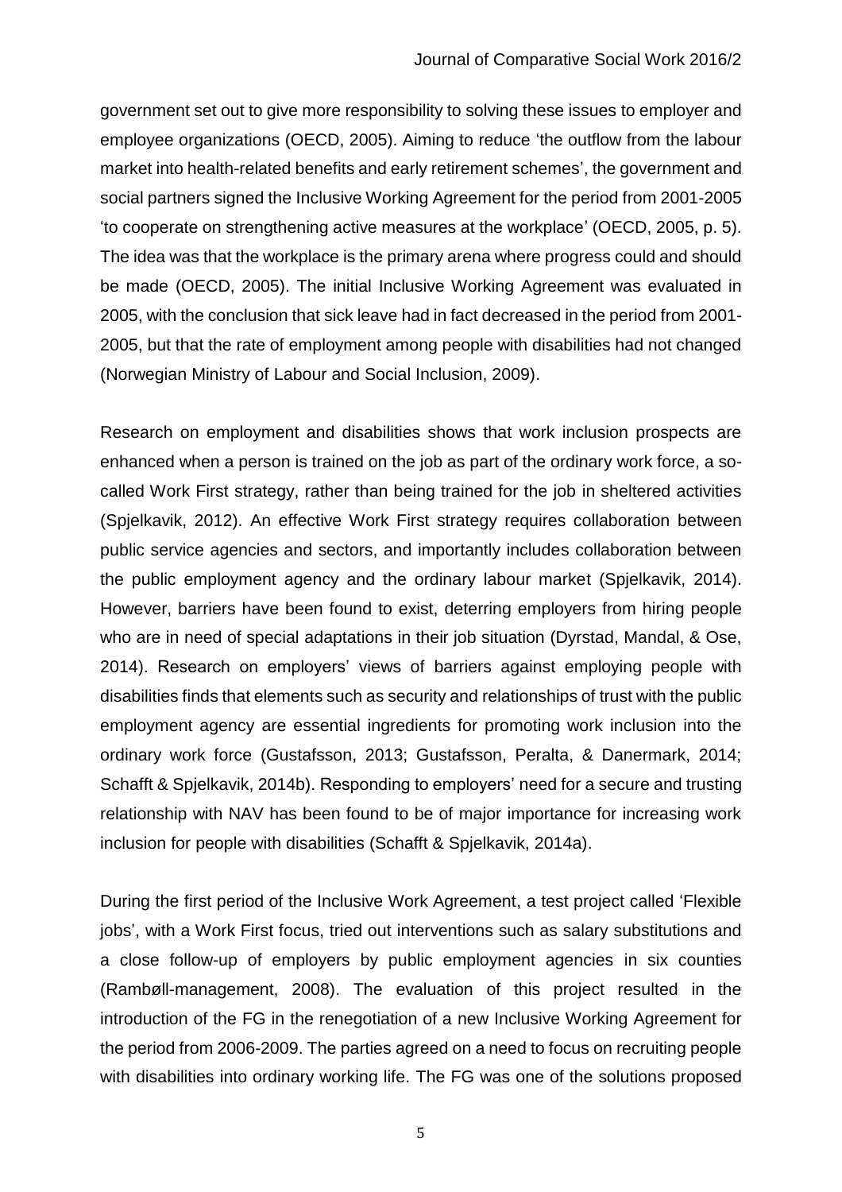government set out to give more responsibility to solving these issues to employer and employee organizations (OECD, 2005). Aiming to reduce 'the outflow from the labour market into health-related benefits and early retirement schemes', the government and social partners signed the Inclusive Working Agreement for the period from 2001-2005 'to cooperate on strengthening active measures at the workplace' (OECD, 2005, p. 5). The idea was that the workplace is the primary arena where progress could and should be made (OECD, 2005). The initial Inclusive Working Agreement was evaluated in 2005, with the conclusion that sick leave had in fact decreased in the period from 2001-2005, but that the rate of employment among people with disabilities had not changed (Norwegian Ministry of Labour and Social Inclusion, 2009).

Research on employment and disabilities shows that work inclusion prospects are enhanced when a person is trained on the job as part of the ordinary work force, a so-called Work First strategy, rather than being trained for the job in sheltered activities (Spjelkavik, 2012). An effective Work First strategy requires collaboration between public service agencies and sectors, and importantly includes collaboration between the public employment agency and the ordinary labour market (Spjelkavik, 2014). However, barriers have been found to exist, deterring employers from hiring people who are in need of special adaptations in their job situation (Dyrstad, Mandal, & Ose, 2014). Research on employers' views of barriers against employing people with disabilities finds that elements such as security and relationships of trust with the public employment agency are essential ingredients for promoting work inclusion into the ordinary work force (Gustafsson, 2013; Gustafsson, Peralta, & Danermark, 2014; Schafft & Spjelkavik, 2014b). Responding to employers' need for a secure and trusting relationship with NAV has been found to be of major importance for increasing work inclusion for people with disabilities (Schafft & Spjelkavik, 2014a).

During the first period of the Inclusive Work Agreement, a test project called 'Flexible jobs', with a Work First focus, tried out interventions such as salary substitutions and a close follow-up of employers by public employment agencies in six counties (Rambøll-management, 2008). The evaluation of this project resulted in the introduction of the FG in the renegotiation of a new Inclusive Working Agreement for the period from 2006-2009. The parties agreed on a need to focus on recruiting people with disabilities into ordinary working life. The FG was one of the solutions proposed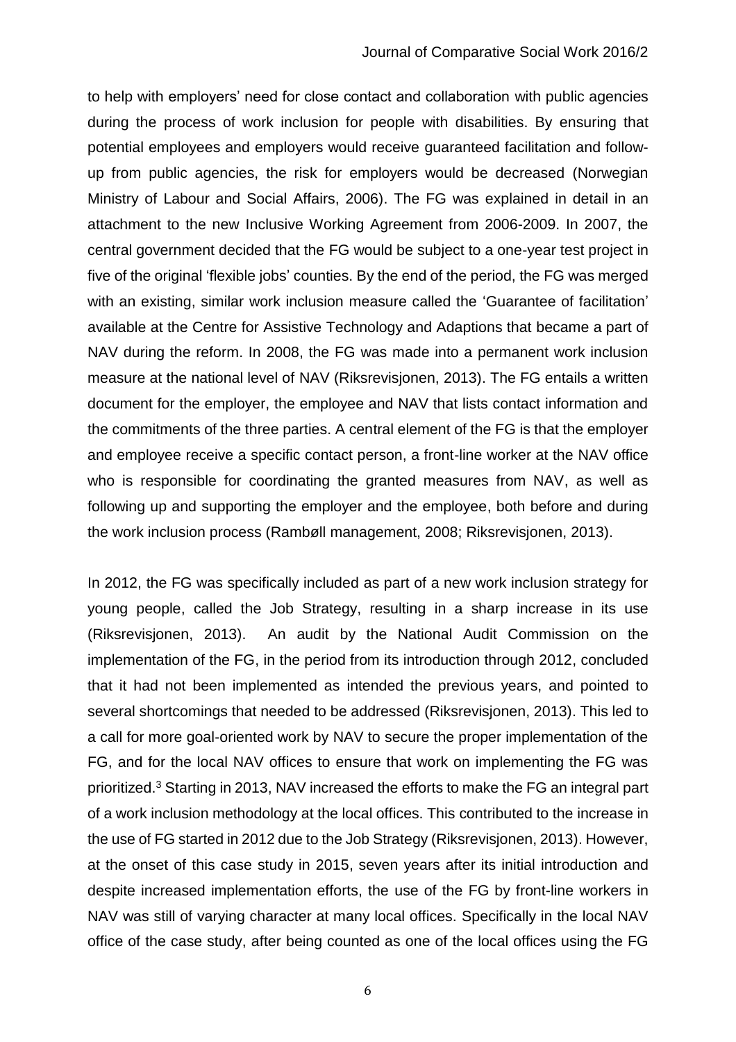to help with employers' need for close contact and collaboration with public agencies during the process of work inclusion for people with disabilities. By ensuring that potential employees and employers would receive guaranteed facilitation and follow-up from public agencies, the risk for employers would be decreased (Norwegian Ministry of Labour and Social Affairs, 2006). The FG was explained in detail in an attachment to the new Inclusive Working Agreement from 2006-2009. In 2007, the central government decided that the FG would be subject to a one-year test project in five of the original 'flexible jobs' counties. By the end of the period, the FG was merged with an existing, similar work inclusion measure called the 'Guarantee of facilitation' available at the Centre for Assistive Technology and Adaptions that became a part of NAV during the reform. In 2008, the FG was made into a permanent work inclusion measure at the national level of NAV (Riksrevisjonen, 2013). The FG entails a written document for the employer, the employee and NAV that lists contact information and the commitments of the three parties. A central element of the FG is that the employer and employee receive a specific contact person, a front-line worker at the NAV office who is responsible for coordinating the granted measures from NAV, as well as following up and supporting the employer and the employee, both before and during the work inclusion process (Rambøll management, 2008; Riksrevisjonen, 2013).

In 2012, the FG was specifically included as part of a new work inclusion strategy for young people, called the Job Strategy, resulting in a sharp increase in its use (Riksrevisjonen, 2013). An audit by the National Audit Commission on the implementation of the FG, in the period from its introduction through 2012, concluded that it had not been implemented as intended the previous years, and pointed to several shortcomings that needed to be addressed (Riksrevisjonen, 2013). This led to a call for more goal-oriented work by NAV to secure the proper implementation of the FG, and for the local NAV offices to ensure that work on implementing the FG was prioritized.[3] Starting in 2013, NAV increased the efforts to make the FG an integral part of a work inclusion methodology at the local offices. This contributed to the increase in the use of FG started in 2012 due to the Job Strategy (Riksrevisjonen, 2013). However, at the onset of this case study in 2015, seven years after its initial introduction and despite increased implementation efforts, the use of the FG by front-line workers in NAV was still of varying character at many local offices. Specifically in the local NAV office of the case study, after being counted as one of the local offices using the FG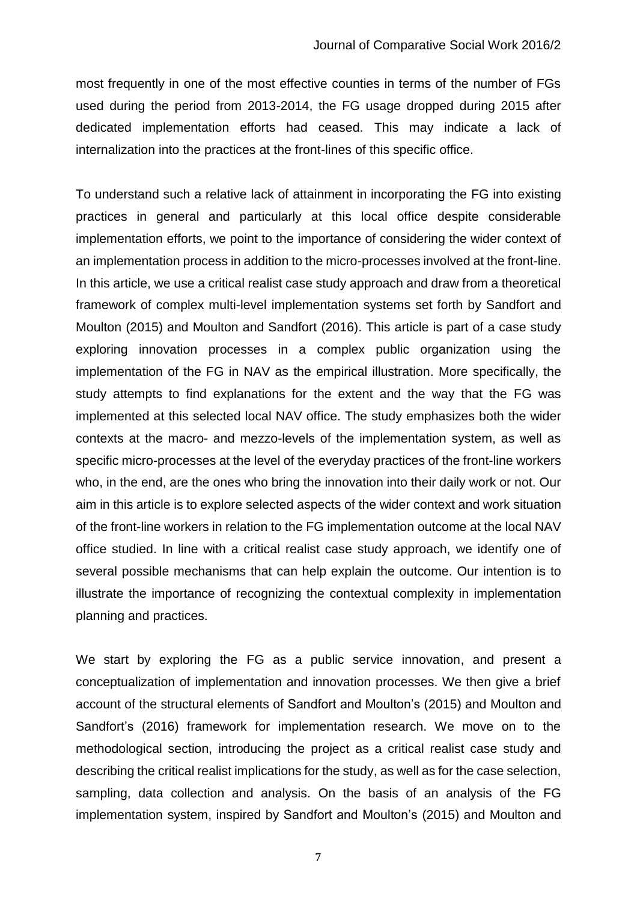most frequently in one of the most effective counties in terms of the number of FGs used during the period from 2013-2014, the FG usage dropped during 2015 after dedicated implementation efforts had ceased. This may indicate a lack of internalization into the practices at the front-lines of this specific office.

To understand such a relative lack of attainment in incorporating the FG into existing practices in general and particularly at this local office despite considerable implementation efforts, we point to the importance of considering the wider context of an implementation process in addition to the micro-processes involved at the front-line. In this article, we use a critical realist case study approach and draw from a theoretical framework of complex multi-level implementation systems set forth by Sandfort and Moulton (2015) and Moulton and Sandfort (2016). This article is part of a case study exploring innovation processes in a complex public organization using the implementation of the FG in NAV as the empirical illustration. More specifically, the study attempts to find explanations for the extent and the way that the FG was implemented at this selected local NAV office. The study emphasizes both the wider contexts at the macro- and mezzo-levels of the implementation system, as well as specific micro-processes at the level of the everyday practices of the front-line workers who, in the end, are the ones who bring the innovation into their daily work or not. Our aim in this article is to explore selected aspects of the wider context and work situation of the front-line workers in relation to the FG implementation outcome at the local NAV office studied. In line with a critical realist case study approach, we identify one of several possible mechanisms that can help explain the outcome. Our intention is to illustrate the importance of recognizing the contextual complexity in implementation planning and practices.

We start by exploring the FG as a public service innovation, and present a conceptualization of implementation and innovation processes. We then give a brief account of the structural elements of Sandfort and Moulton's (2015) and Moulton and Sandfort's (2016) framework for implementation research. We move on to the methodological section, introducing the project as a critical realist case study and describing the critical realist implications for the study, as well as for the case selection, sampling, data collection and analysis. On the basis of an analysis of the FG implementation system, inspired by Sandfort and Moulton's (2015) and Moulton and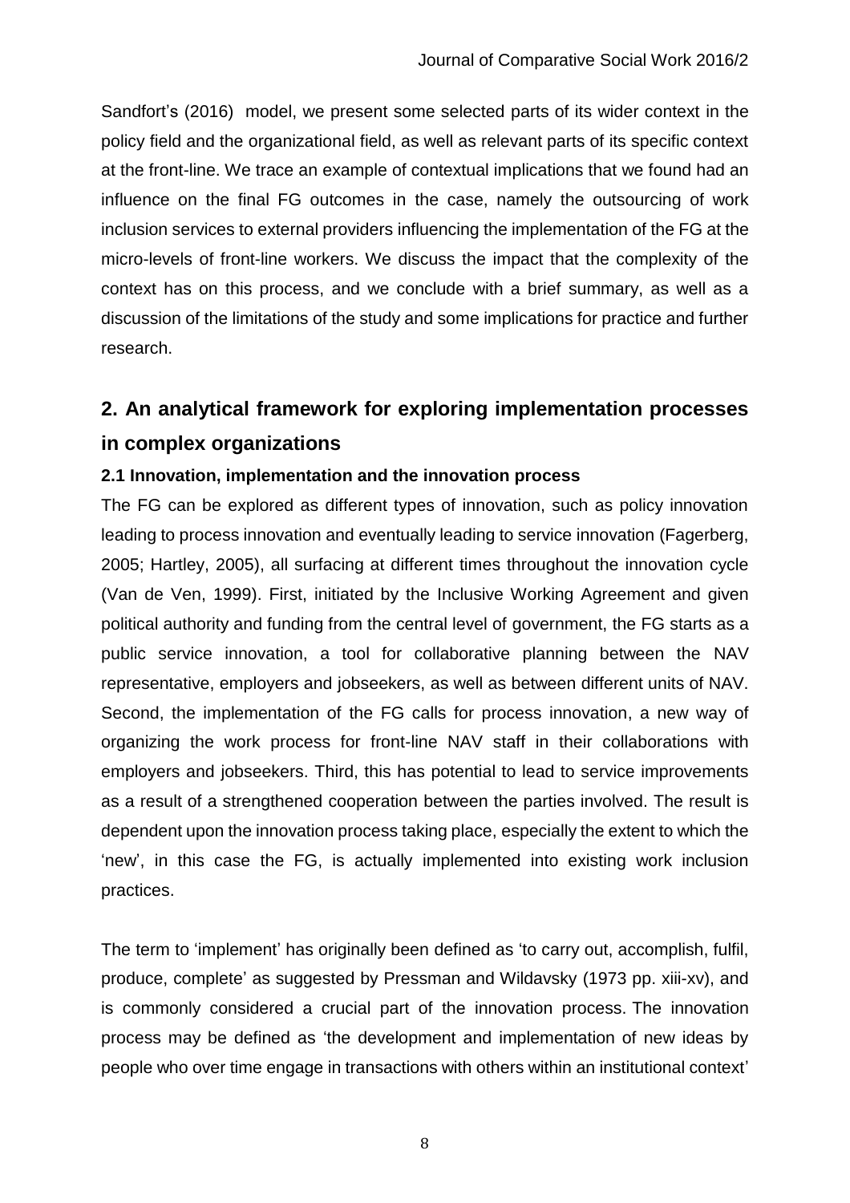Sandfort's (2016) model, we present some selected parts of its wider context in the policy field and the organizational field, as well as relevant parts of its specific context at the front-line. We trace an example of contextual implications that we found had an influence on the final FG outcomes in the case, namely the outsourcing of work inclusion services to external providers influencing the implementation of the FG at the micro-levels of front-line workers. We discuss the impact that the complexity of the context has on this process, and we conclude with a brief summary, as well as a discussion of the limitations of the study and some implications for practice and further research.

## 2. An analytical framework for exploring implementation processes in complex organizations

### 2.1 Innovation, implementation and the innovation process

The FG can be explored as different types of innovation, such as policy innovation leading to process innovation and eventually leading to service innovation (Fagerberg, 2005; Hartley, 2005), all surfacing at different times throughout the innovation cycle (Van de Ven, 1999). First, initiated by the Inclusive Working Agreement and given political authority and funding from the central level of government, the FG starts as a public service innovation, a tool for collaborative planning between the NAV representative, employers and jobseekers, as well as between different units of NAV. Second, the implementation of the FG calls for process innovation, a new way of organizing the work process for front-line NAV staff in their collaborations with employers and jobseekers. Third, this has potential to lead to service improvements as a result of a strengthened cooperation between the parties involved. The result is dependent upon the innovation process taking place, especially the extent to which the 'new', in this case the FG, is actually implemented into existing work inclusion practices.

The term to 'implement' has originally been defined as 'to carry out, accomplish, fulfil, produce, complete' as suggested by Pressman and Wildavsky (1973 pp. xiii-xv), and is commonly considered a crucial part of the innovation process. The innovation process may be defined as 'the development and implementation of new ideas by people who over time engage in transactions with others within an institutional context'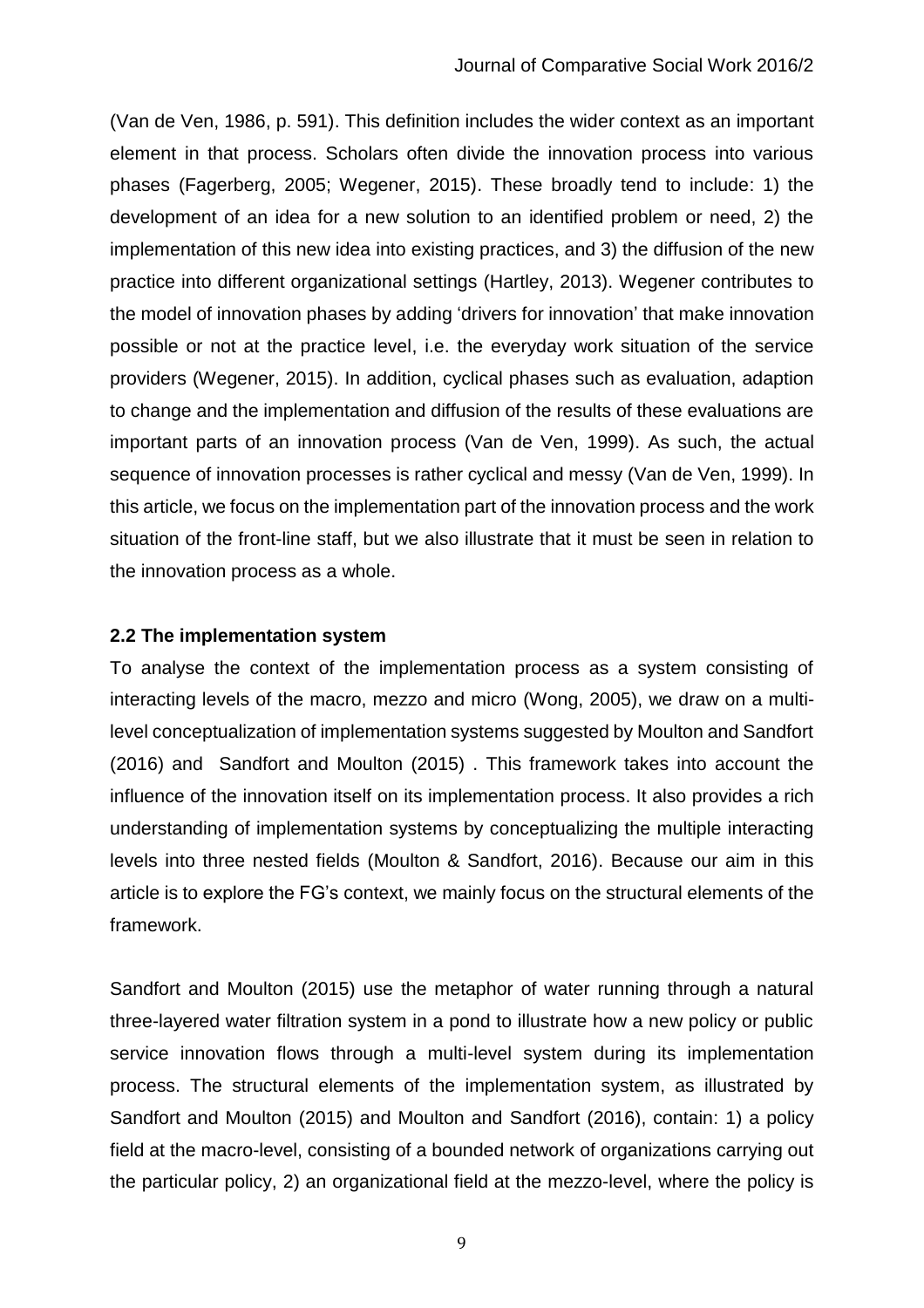(Van de Ven, 1986, p. 591). This definition includes the wider context as an important element in that process. Scholars often divide the innovation process into various phases (Fagerberg, 2005; Wegener, 2015). These broadly tend to include: 1) the development of an idea for a new solution to an identified problem or need, 2) the implementation of this new idea into existing practices, and 3) the diffusion of the new practice into different organizational settings (Hartley, 2013). Wegener contributes to the model of innovation phases by adding 'drivers for innovation' that make innovation possible or not at the practice level, i.e. the everyday work situation of the service providers (Wegener, 2015). In addition, cyclical phases such as evaluation, adaption to change and the implementation and diffusion of the results of these evaluations are important parts of an innovation process (Van de Ven, 1999). As such, the actual sequence of innovation processes is rather cyclical and messy (Van de Ven, 1999). In this article, we focus on the implementation part of the innovation process and the work situation of the front-line staff, but we also illustrate that it must be seen in relation to the innovation process as a whole.

### 2.2 The implementation system

To analyse the context of the implementation process as a system consisting of interacting levels of the macro, mezzo and micro (Wong, 2005), we draw on a multi-level conceptualization of implementation systems suggested by Moulton and Sandfort (2016) and Sandfort and Moulton (2015) . This framework takes into account the influence of the innovation itself on its implementation process. It also provides a rich understanding of implementation systems by conceptualizing the multiple interacting levels into three nested fields (Moulton & Sandfort, 2016). Because our aim in this article is to explore the FG's context, we mainly focus on the structural elements of the framework.

Sandfort and Moulton (2015) use the metaphor of water running through a natural three-layered water filtration system in a pond to illustrate how a new policy or public service innovation flows through a multi-level system during its implementation process. The structural elements of the implementation system, as illustrated by Sandfort and Moulton (2015) and Moulton and Sandfort (2016), contain: 1) a policy field at the macro-level, consisting of a bounded network of organizations carrying out the particular policy, 2) an organizational field at the mezzo-level, where the policy is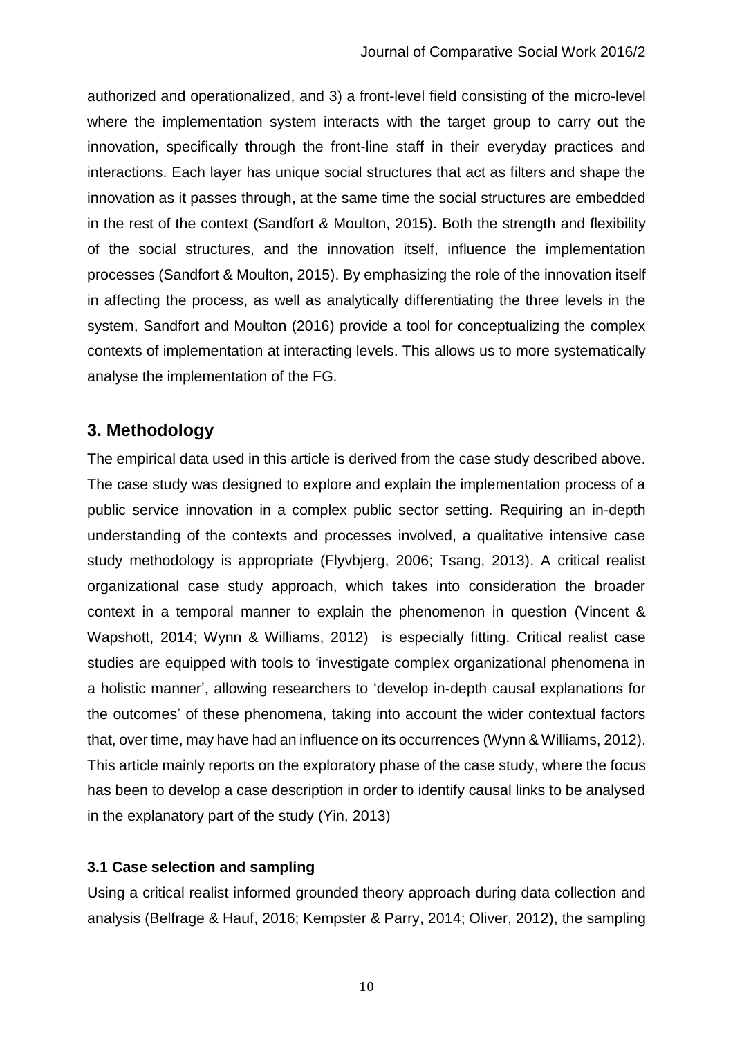authorized and operationalized, and 3) a front-level field consisting of the micro-level where the implementation system interacts with the target group to carry out the innovation, specifically through the front-line staff in their everyday practices and interactions. Each layer has unique social structures that act as filters and shape the innovation as it passes through, at the same time the social structures are embedded in the rest of the context (Sandfort & Moulton, 2015). Both the strength and flexibility of the social structures, and the innovation itself, influence the implementation processes (Sandfort & Moulton, 2015). By emphasizing the role of the innovation itself in affecting the process, as well as analytically differentiating the three levels in the system, Sandfort and Moulton (2016) provide a tool for conceptualizing the complex contexts of implementation at interacting levels. This allows us to more systematically analyse the implementation of the FG.

## 3. Methodology

The empirical data used in this article is derived from the case study described above. The case study was designed to explore and explain the implementation process of a public service innovation in a complex public sector setting. Requiring an in-depth understanding of the contexts and processes involved, a qualitative intensive case study methodology is appropriate (Flyvbjerg, 2006; Tsang, 2013). A critical realist organizational case study approach, which takes into consideration the broader context in a temporal manner to explain the phenomenon in question (Vincent & Wapshott, 2014; Wynn & Williams, 2012) is especially fitting. Critical realist case studies are equipped with tools to 'investigate complex organizational phenomena in a holistic manner', allowing researchers to 'develop in-depth causal explanations for the outcomes' of these phenomena, taking into account the wider contextual factors that, over time, may have had an influence on its occurrences (Wynn & Williams, 2012). This article mainly reports on the exploratory phase of the case study, where the focus has been to develop a case description in order to identify causal links to be analysed in the explanatory part of the study (Yin, 2013)

### 3.1 Case selection and sampling

Using a critical realist informed grounded theory approach during data collection and analysis (Belfrage & Hauf, 2016; Kempster & Parry, 2014; Oliver, 2012), the sampling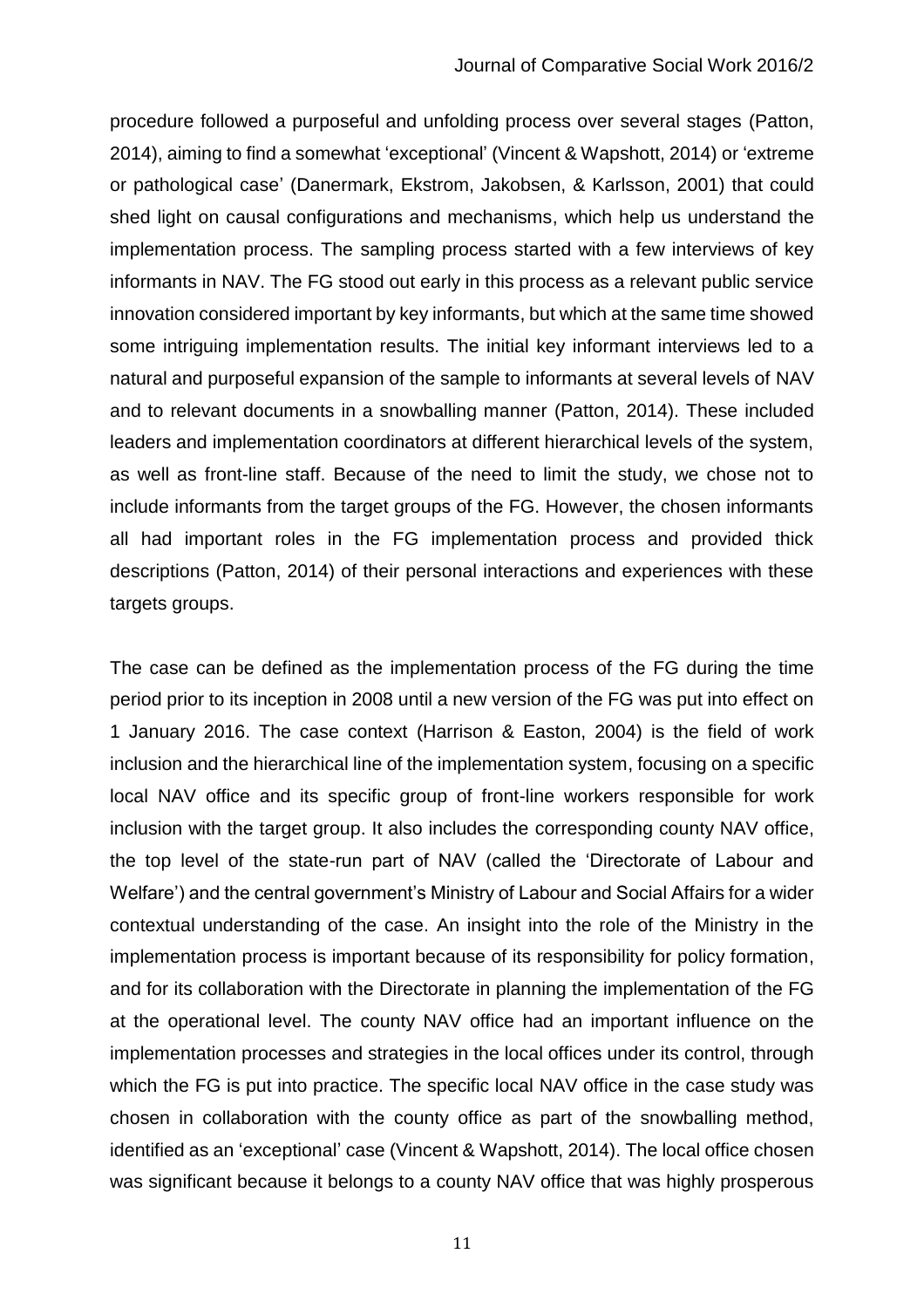procedure followed a purposeful and unfolding process over several stages (Patton, 2014), aiming to find a somewhat 'exceptional' (Vincent & Wapshott, 2014) or 'extreme or pathological case' (Danermark, Ekstrom, Jakobsen, & Karlsson, 2001) that could shed light on causal configurations and mechanisms, which help us understand the implementation process. The sampling process started with a few interviews of key informants in NAV. The FG stood out early in this process as a relevant public service innovation considered important by key informants, but which at the same time showed some intriguing implementation results. The initial key informant interviews led to a natural and purposeful expansion of the sample to informants at several levels of NAV and to relevant documents in a snowballing manner (Patton, 2014). These included leaders and implementation coordinators at different hierarchical levels of the system, as well as front-line staff. Because of the need to limit the study, we chose not to include informants from the target groups of the FG. However, the chosen informants all had important roles in the FG implementation process and provided thick descriptions (Patton, 2014) of their personal interactions and experiences with these targets groups.

The case can be defined as the implementation process of the FG during the time period prior to its inception in 2008 until a new version of the FG was put into effect on 1 January 2016. The case context (Harrison & Easton, 2004) is the field of work inclusion and the hierarchical line of the implementation system, focusing on a specific local NAV office and its specific group of front-line workers responsible for work inclusion with the target group. It also includes the corresponding county NAV office, the top level of the state-run part of NAV (called the 'Directorate of Labour and Welfare') and the central government's Ministry of Labour and Social Affairs for a wider contextual understanding of the case. An insight into the role of the Ministry in the implementation process is important because of its responsibility for policy formation, and for its collaboration with the Directorate in planning the implementation of the FG at the operational level. The county NAV office had an important influence on the implementation processes and strategies in the local offices under its control, through which the FG is put into practice. The specific local NAV office in the case study was chosen in collaboration with the county office as part of the snowballing method, identified as an 'exceptional' case (Vincent & Wapshott, 2014). The local office chosen was significant because it belongs to a county NAV office that was highly prosperous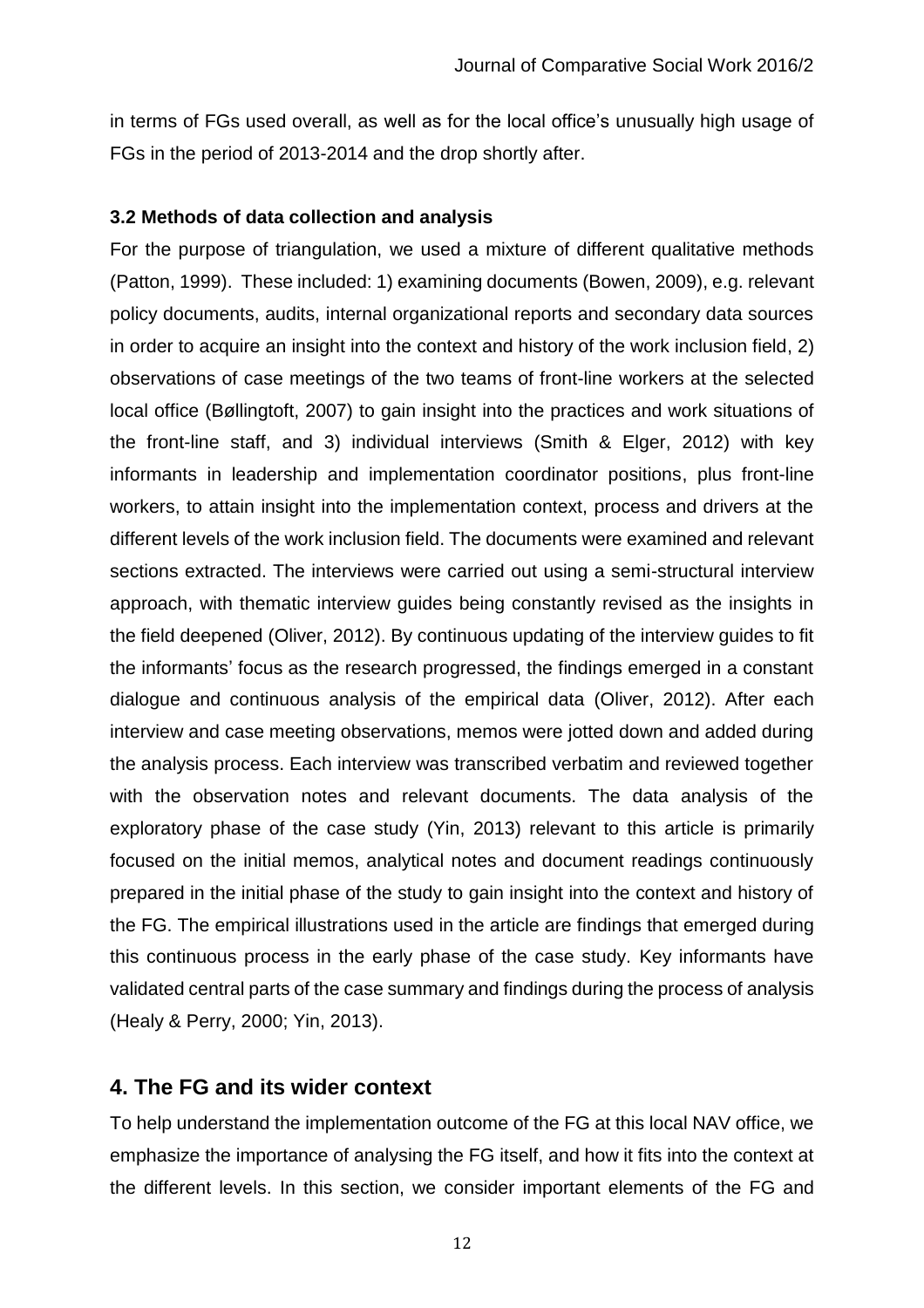in terms of FGs used overall, as well as for the local office's unusually high usage of FGs in the period of 2013-2014 and the drop shortly after.

### 3.2 Methods of data collection and analysis

For the purpose of triangulation, we used a mixture of different qualitative methods (Patton, 1999). These included: 1) examining documents (Bowen, 2009), e.g. relevant policy documents, audits, internal organizational reports and secondary data sources in order to acquire an insight into the context and history of the work inclusion field, 2) observations of case meetings of the two teams of front-line workers at the selected local office (Bøllingtoft, 2007) to gain insight into the practices and work situations of the front-line staff, and 3) individual interviews (Smith & Elger, 2012) with key informants in leadership and implementation coordinator positions, plus front-line workers, to attain insight into the implementation context, process and drivers at the different levels of the work inclusion field. The documents were examined and relevant sections extracted. The interviews were carried out using a semi-structural interview approach, with thematic interview guides being constantly revised as the insights in the field deepened (Oliver, 2012). By continuous updating of the interview guides to fit the informants' focus as the research progressed, the findings emerged in a constant dialogue and continuous analysis of the empirical data (Oliver, 2012). After each interview and case meeting observations, memos were jotted down and added during the analysis process. Each interview was transcribed verbatim and reviewed together with the observation notes and relevant documents. The data analysis of the exploratory phase of the case study (Yin, 2013) relevant to this article is primarily focused on the initial memos, analytical notes and document readings continuously prepared in the initial phase of the study to gain insight into the context and history of the FG. The empirical illustrations used in the article are findings that emerged during this continuous process in the early phase of the case study. Key informants have validated central parts of the case summary and findings during the process of analysis (Healy & Perry, 2000; Yin, 2013).

## 4. The FG and its wider context

To help understand the implementation outcome of the FG at this local NAV office, we emphasize the importance of analysing the FG itself, and how it fits into the context at the different levels. In this section, we consider important elements of the FG and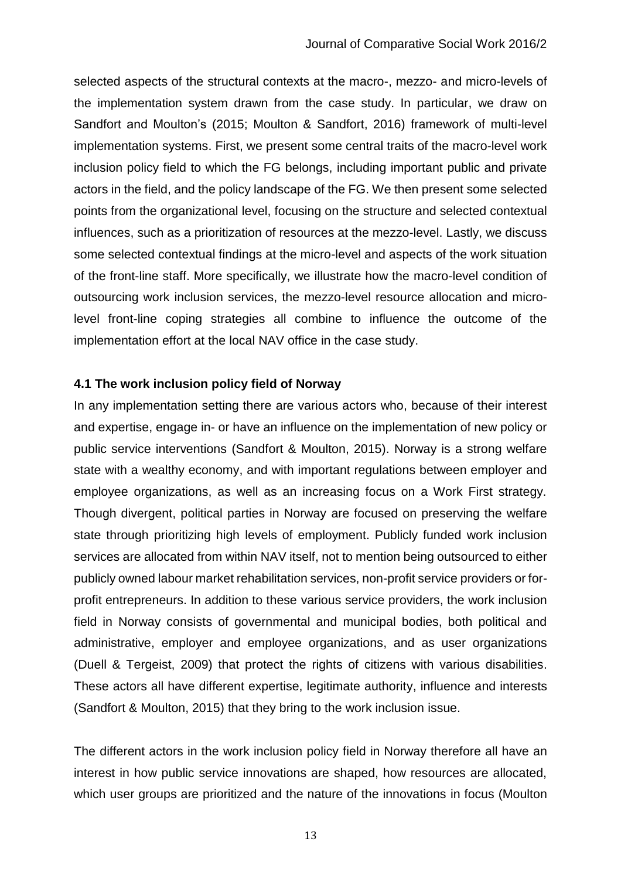selected aspects of the structural contexts at the macro-, mezzo- and micro-levels of the implementation system drawn from the case study. In particular, we draw on Sandfort and Moulton's (2015; Moulton & Sandfort, 2016) framework of multi-level implementation systems. First, we present some central traits of the macro-level work inclusion policy field to which the FG belongs, including important public and private actors in the field, and the policy landscape of the FG. We then present some selected points from the organizational level, focusing on the structure and selected contextual influences, such as a prioritization of resources at the mezzo-level. Lastly, we discuss some selected contextual findings at the micro-level and aspects of the work situation of the front-line staff. More specifically, we illustrate how the macro-level condition of outsourcing work inclusion services, the mezzo-level resource allocation and micro-level front-line coping strategies all combine to influence the outcome of the implementation effort at the local NAV office in the case study.

### 4.1 The work inclusion policy field of Norway

In any implementation setting there are various actors who, because of their interest and expertise, engage in- or have an influence on the implementation of new policy or public service interventions (Sandfort & Moulton, 2015). Norway is a strong welfare state with a wealthy economy, and with important regulations between employer and employee organizations, as well as an increasing focus on a Work First strategy. Though divergent, political parties in Norway are focused on preserving the welfare state through prioritizing high levels of employment. Publicly funded work inclusion services are allocated from within NAV itself, not to mention being outsourced to either publicly owned labour market rehabilitation services, non-profit service providers or for-profit entrepreneurs. In addition to these various service providers, the work inclusion field in Norway consists of governmental and municipal bodies, both political and administrative, employer and employee organizations, and as user organizations (Duell & Tergeist, 2009) that protect the rights of citizens with various disabilities. These actors all have different expertise, legitimate authority, influence and interests (Sandfort & Moulton, 2015) that they bring to the work inclusion issue.

The different actors in the work inclusion policy field in Norway therefore all have an interest in how public service innovations are shaped, how resources are allocated, which user groups are prioritized and the nature of the innovations in focus (Moulton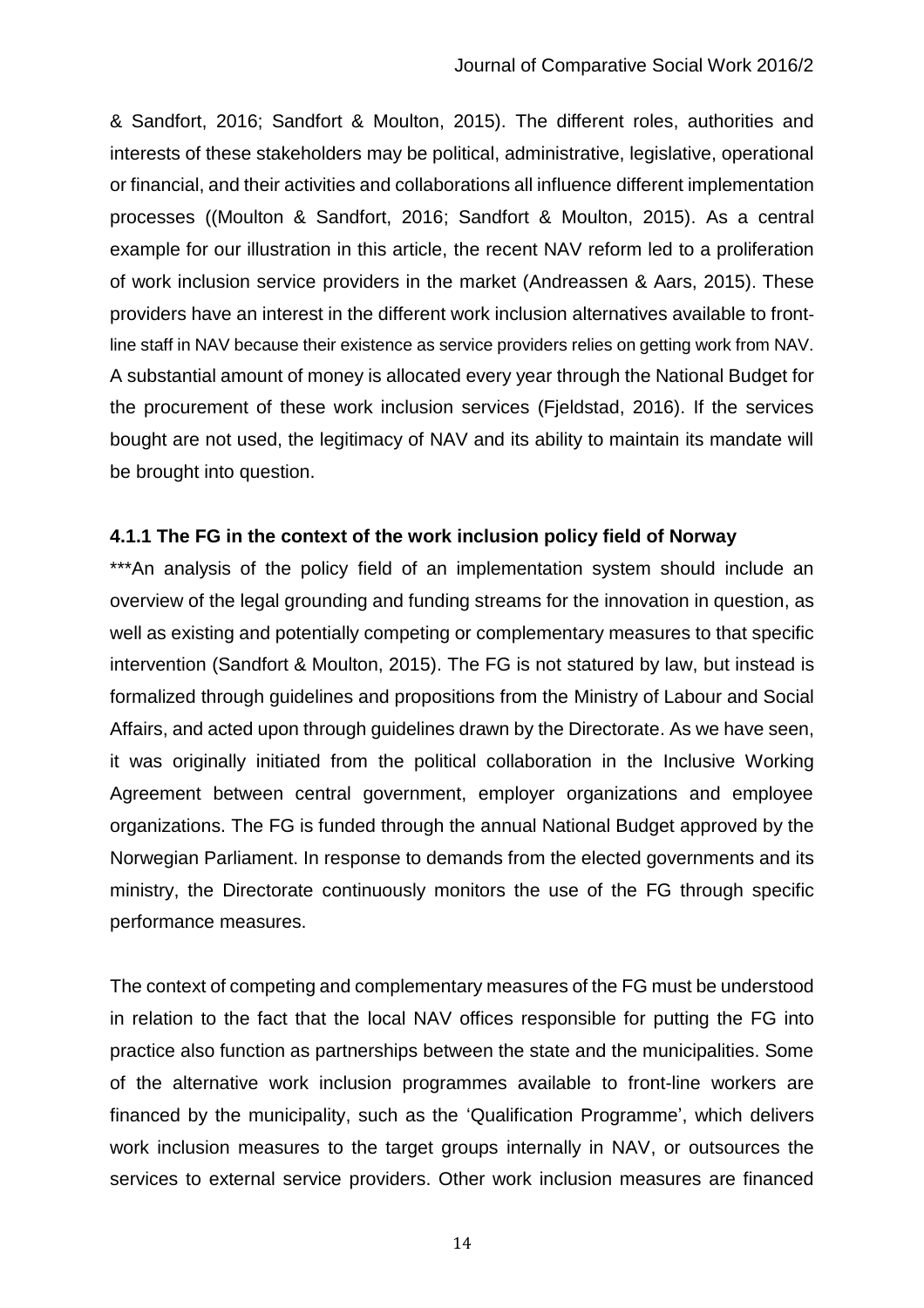& Sandfort, 2016; Sandfort & Moulton, 2015). The different roles, authorities and interests of these stakeholders may be political, administrative, legislative, operational or financial, and their activities and collaborations all influence different implementation processes ((Moulton & Sandfort, 2016; Sandfort & Moulton, 2015). As a central example for our illustration in this article, the recent NAV reform led to a proliferation of work inclusion service providers in the market (Andreassen & Aars, 2015). These providers have an interest in the different work inclusion alternatives available to front-line staff in NAV because their existence as service providers relies on getting work from NAV. A substantial amount of money is allocated every year through the National Budget for the procurement of these work inclusion services (Fjeldstad, 2016). If the services bought are not used, the legitimacy of NAV and its ability to maintain its mandate will be brought into question.

#### 4.1.1 The FG in the context of the work inclusion policy field of Norway

***An analysis of the policy field of an implementation system should include an overview of the legal grounding and funding streams for the innovation in question, as well as existing and potentially competing or complementary measures to that specific intervention (Sandfort & Moulton, 2015). The FG is not statured by law, but instead is formalized through guidelines and propositions from the Ministry of Labour and Social Affairs, and acted upon through guidelines drawn by the Directorate. As we have seen, it was originally initiated from the political collaboration in the Inclusive Working Agreement between central government, employer organizations and employee organizations. The FG is funded through the annual National Budget approved by the Norwegian Parliament. In response to demands from the elected governments and its ministry, the Directorate continuously monitors the use of the FG through specific performance measures.

The context of competing and complementary measures of the FG must be understood in relation to the fact that the local NAV offices responsible for putting the FG into practice also function as partnerships between the state and the municipalities. Some of the alternative work inclusion programmes available to front-line workers are financed by the municipality, such as the 'Qualification Programme', which delivers work inclusion measures to the target groups internally in NAV, or outsources the services to external service providers. Other work inclusion measures are financed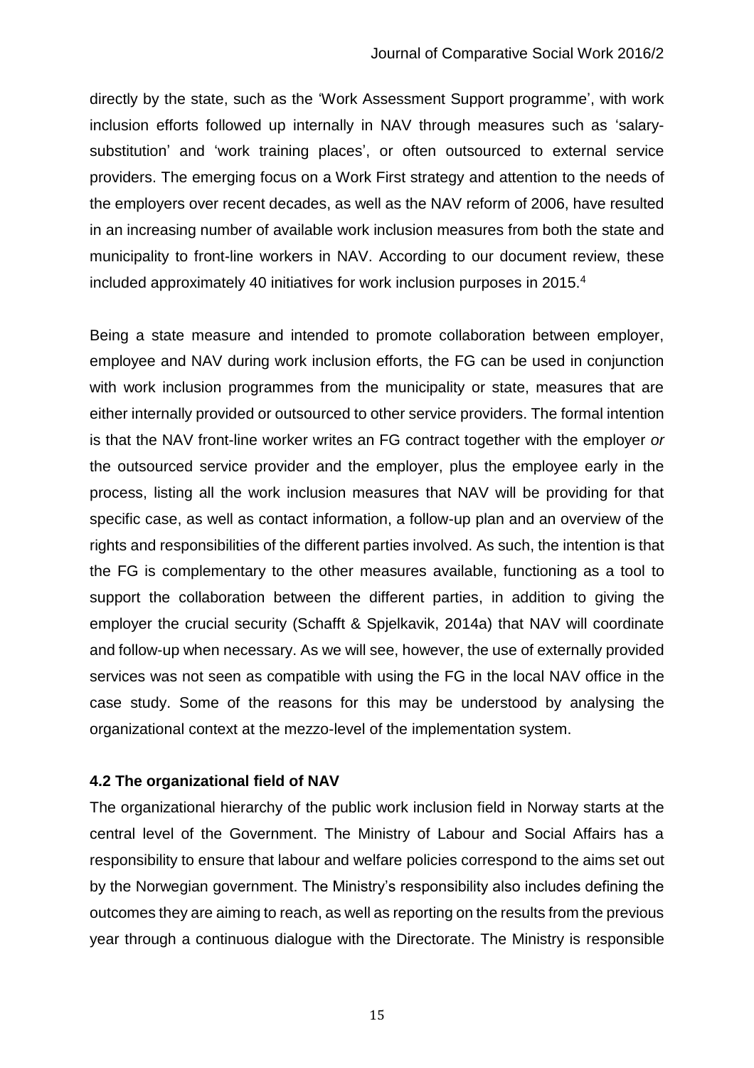directly by the state, such as the 'Work Assessment Support programme', with work inclusion efforts followed up internally in NAV through measures such as 'salary-substitution' and 'work training places', or often outsourced to external service providers. The emerging focus on a Work First strategy and attention to the needs of the employers over recent decades, as well as the NAV reform of 2006, have resulted in an increasing number of available work inclusion measures from both the state and municipality to front-line workers in NAV. According to our document review, these included approximately 40 initiatives for work inclusion purposes in 2015.[4]

Being a state measure and intended to promote collaboration between employer, employee and NAV during work inclusion efforts, the FG can be used in conjunction with work inclusion programmes from the municipality or state, measures that are either internally provided or outsourced to other service providers. The formal intention is that the NAV front-line worker writes an FG contract together with the employer *or* the outsourced service provider and the employer, plus the employee early in the process, listing all the work inclusion measures that NAV will be providing for that specific case, as well as contact information, a follow-up plan and an overview of the rights and responsibilities of the different parties involved. As such, the intention is that the FG is complementary to the other measures available, functioning as a tool to support the collaboration between the different parties, in addition to giving the employer the crucial security (Schafft & Spjelkavik, 2014a) that NAV will coordinate and follow-up when necessary. As we will see, however, the use of externally provided services was not seen as compatible with using the FG in the local NAV office in the case study. Some of the reasons for this may be understood by analysing the organizational context at the mezzo-level of the implementation system.

### 4.2 The organizational field of NAV

The organizational hierarchy of the public work inclusion field in Norway starts at the central level of the Government. The Ministry of Labour and Social Affairs has a responsibility to ensure that labour and welfare policies correspond to the aims set out by the Norwegian government. The Ministry's responsibility also includes defining the outcomes they are aiming to reach, as well as reporting on the results from the previous year through a continuous dialogue with the Directorate. The Ministry is responsible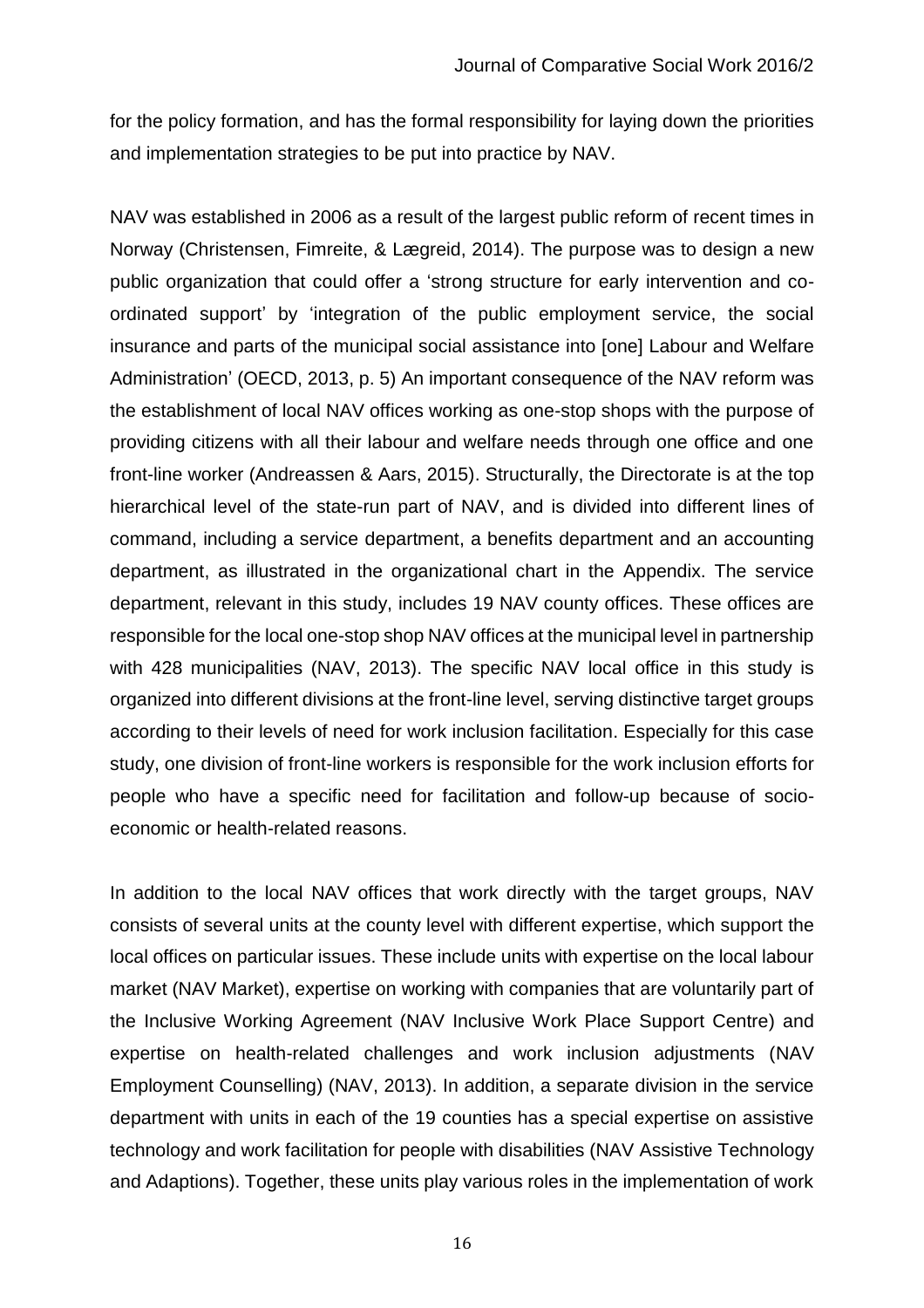for the policy formation, and has the formal responsibility for laying down the priorities and implementation strategies to be put into practice by NAV.

NAV was established in 2006 as a result of the largest public reform of recent times in Norway (Christensen, Fimreite, & Lægreid, 2014). The purpose was to design a new public organization that could offer a 'strong structure for early intervention and co-ordinated support' by 'integration of the public employment service, the social insurance and parts of the municipal social assistance into [one] Labour and Welfare Administration' (OECD, 2013, p. 5) An important consequence of the NAV reform was the establishment of local NAV offices working as one-stop shops with the purpose of providing citizens with all their labour and welfare needs through one office and one front-line worker (Andreassen & Aars, 2015). Structurally, the Directorate is at the top hierarchical level of the state-run part of NAV, and is divided into different lines of command, including a service department, a benefits department and an accounting department, as illustrated in the organizational chart in the Appendix. The service department, relevant in this study, includes 19 NAV county offices. These offices are responsible for the local one-stop shop NAV offices at the municipal level in partnership with 428 municipalities (NAV, 2013). The specific NAV local office in this study is organized into different divisions at the front-line level, serving distinctive target groups according to their levels of need for work inclusion facilitation. Especially for this case study, one division of front-line workers is responsible for the work inclusion efforts for people who have a specific need for facilitation and follow-up because of socio-economic or health-related reasons.

In addition to the local NAV offices that work directly with the target groups, NAV consists of several units at the county level with different expertise, which support the local offices on particular issues. These include units with expertise on the local labour market (NAV Market), expertise on working with companies that are voluntarily part of the Inclusive Working Agreement (NAV Inclusive Work Place Support Centre) and expertise on health-related challenges and work inclusion adjustments (NAV Employment Counselling) (NAV, 2013). In addition, a separate division in the service department with units in each of the 19 counties has a special expertise on assistive technology and work facilitation for people with disabilities (NAV Assistive Technology and Adaptions). Together, these units play various roles in the implementation of work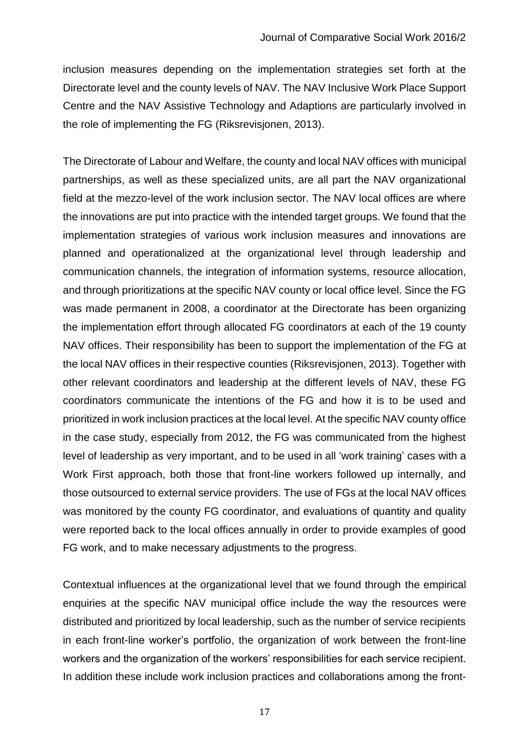inclusion measures depending on the implementation strategies set forth at the Directorate level and the county levels of NAV. The NAV Inclusive Work Place Support Centre and the NAV Assistive Technology and Adaptions are particularly involved in the role of implementing the FG (Riksrevisjonen, 2013).

The Directorate of Labour and Welfare, the county and local NAV offices with municipal partnerships, as well as these specialized units, are all part the NAV organizational field at the mezzo-level of the work inclusion sector. The NAV local offices are where the innovations are put into practice with the intended target groups. We found that the implementation strategies of various work inclusion measures and innovations are planned and operationalized at the organizational level through leadership and communication channels, the integration of information systems, resource allocation, and through prioritizations at the specific NAV county or local office level. Since the FG was made permanent in 2008, a coordinator at the Directorate has been organizing the implementation effort through allocated FG coordinators at each of the 19 county NAV offices. Their responsibility has been to support the implementation of the FG at the local NAV offices in their respective counties (Riksrevisjonen, 2013). Together with other relevant coordinators and leadership at the different levels of NAV, these FG coordinators communicate the intentions of the FG and how it is to be used and prioritized in work inclusion practices at the local level. At the specific NAV county office in the case study, especially from 2012, the FG was communicated from the highest level of leadership as very important, and to be used in all 'work training' cases with a Work First approach, both those that front-line workers followed up internally, and those outsourced to external service providers. The use of FGs at the local NAV offices was monitored by the county FG coordinator, and evaluations of quantity and quality were reported back to the local offices annually in order to provide examples of good FG work, and to make necessary adjustments to the progress.

Contextual influences at the organizational level that we found through the empirical enquiries at the specific NAV municipal office include the way the resources were distributed and prioritized by local leadership, such as the number of service recipients in each front-line worker's portfolio, the organization of work between the front-line workers and the organization of the workers' responsibilities for each service recipient. In addition these include work inclusion practices and collaborations among the front-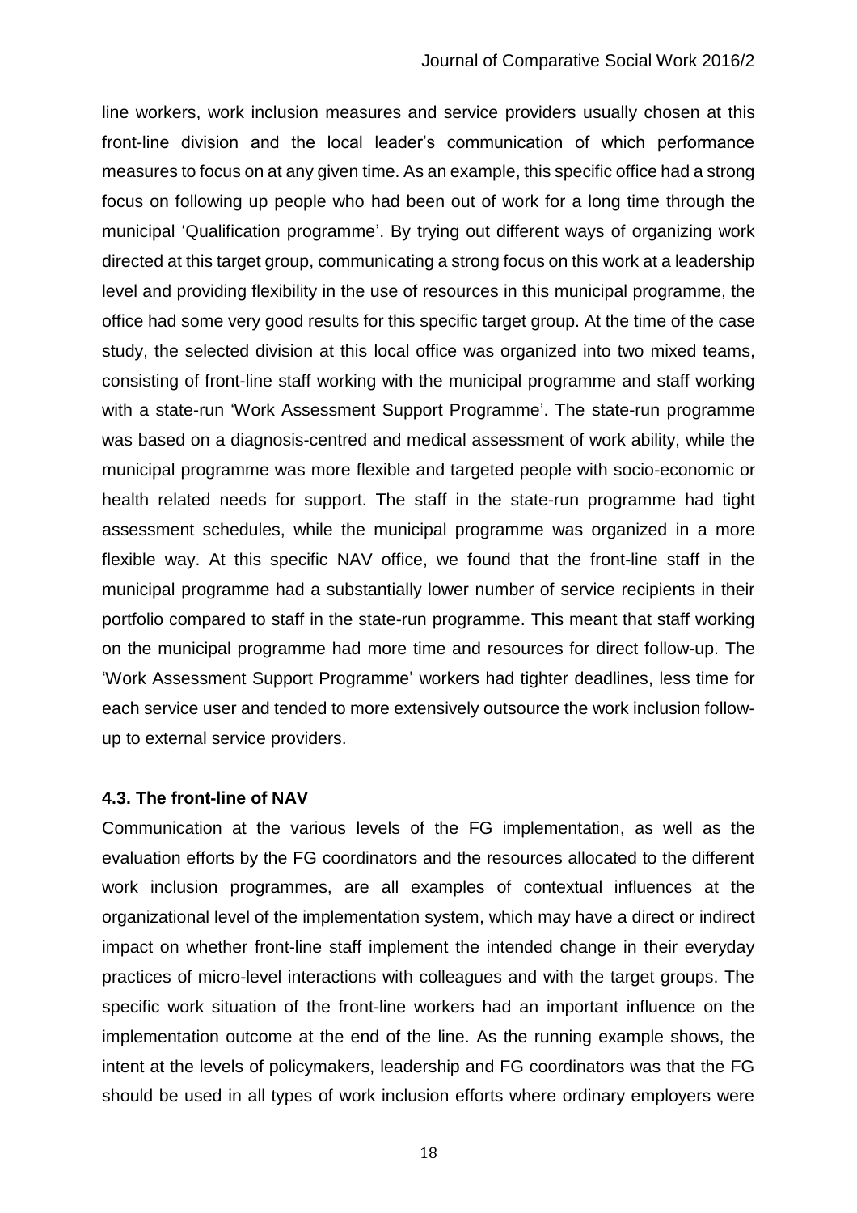line workers, work inclusion measures and service providers usually chosen at this front-line division and the local leader's communication of which performance measures to focus on at any given time. As an example, this specific office had a strong focus on following up people who had been out of work for a long time through the municipal 'Qualification programme'. By trying out different ways of organizing work directed at this target group, communicating a strong focus on this work at a leadership level and providing flexibility in the use of resources in this municipal programme, the office had some very good results for this specific target group. At the time of the case study, the selected division at this local office was organized into two mixed teams, consisting of front-line staff working with the municipal programme and staff working with a state-run 'Work Assessment Support Programme'. The state-run programme was based on a diagnosis-centred and medical assessment of work ability, while the municipal programme was more flexible and targeted people with socio-economic or health related needs for support. The staff in the state-run programme had tight assessment schedules, while the municipal programme was organized in a more flexible way. At this specific NAV office, we found that the front-line staff in the municipal programme had a substantially lower number of service recipients in their portfolio compared to staff in the state-run programme. This meant that staff working on the municipal programme had more time and resources for direct follow-up. The 'Work Assessment Support Programme' workers had tighter deadlines, less time for each service user and tended to more extensively outsource the work inclusion follow-up to external service providers.

### 4.3. The front-line of NAV

Communication at the various levels of the FG implementation, as well as the evaluation efforts by the FG coordinators and the resources allocated to the different work inclusion programmes, are all examples of contextual influences at the organizational level of the implementation system, which may have a direct or indirect impact on whether front-line staff implement the intended change in their everyday practices of micro-level interactions with colleagues and with the target groups. The specific work situation of the front-line workers had an important influence on the implementation outcome at the end of the line. As the running example shows, the intent at the levels of policymakers, leadership and FG coordinators was that the FG should be used in all types of work inclusion efforts where ordinary employers were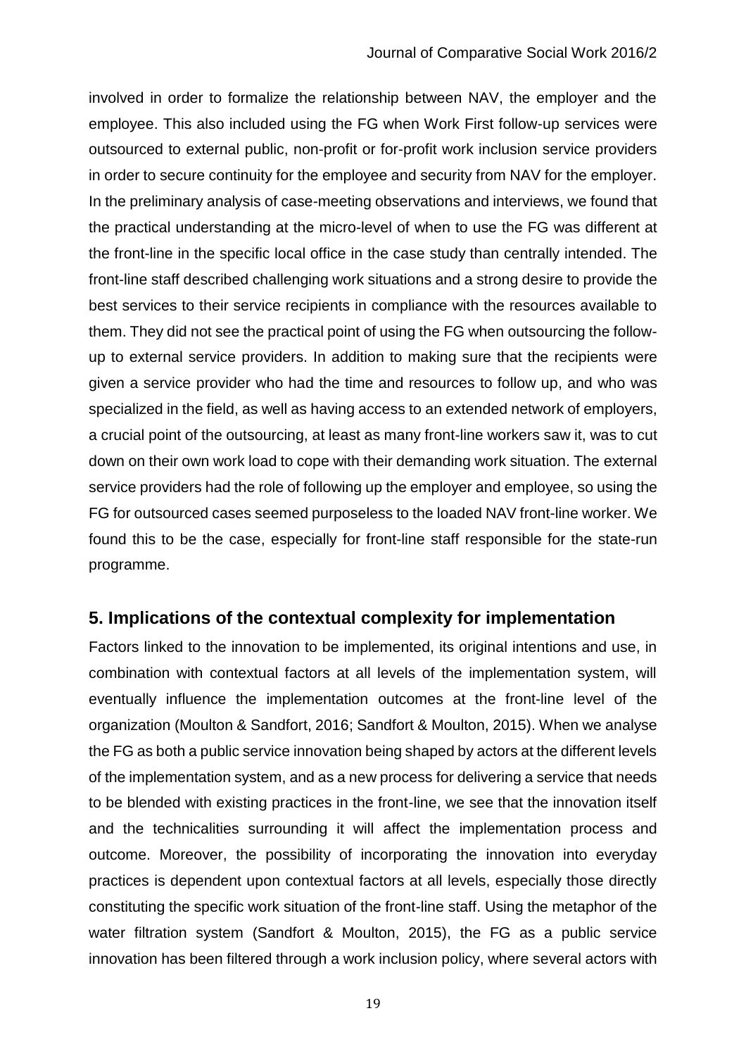involved in order to formalize the relationship between NAV, the employer and the employee. This also included using the FG when Work First follow-up services were outsourced to external public, non-profit or for-profit work inclusion service providers in order to secure continuity for the employee and security from NAV for the employer. In the preliminary analysis of case-meeting observations and interviews, we found that the practical understanding at the micro-level of when to use the FG was different at the front-line in the specific local office in the case study than centrally intended. The front-line staff described challenging work situations and a strong desire to provide the best services to their service recipients in compliance with the resources available to them. They did not see the practical point of using the FG when outsourcing the follow-up to external service providers. In addition to making sure that the recipients were given a service provider who had the time and resources to follow up, and who was specialized in the field, as well as having access to an extended network of employers, a crucial point of the outsourcing, at least as many front-line workers saw it, was to cut down on their own work load to cope with their demanding work situation. The external service providers had the role of following up the employer and employee, so using the FG for outsourced cases seemed purposeless to the loaded NAV front-line worker. We found this to be the case, especially for front-line staff responsible for the state-run programme.

## 5. Implications of the contextual complexity for implementation

Factors linked to the innovation to be implemented, its original intentions and use, in combination with contextual factors at all levels of the implementation system, will eventually influence the implementation outcomes at the front-line level of the organization (Moulton & Sandfort, 2016; Sandfort & Moulton, 2015). When we analyse the FG as both a public service innovation being shaped by actors at the different levels of the implementation system, and as a new process for delivering a service that needs to be blended with existing practices in the front-line, we see that the innovation itself and the technicalities surrounding it will affect the implementation process and outcome. Moreover, the possibility of incorporating the innovation into everyday practices is dependent upon contextual factors at all levels, especially those directly constituting the specific work situation of the front-line staff. Using the metaphor of the water filtration system (Sandfort & Moulton, 2015), the FG as a public service innovation has been filtered through a work inclusion policy, where several actors with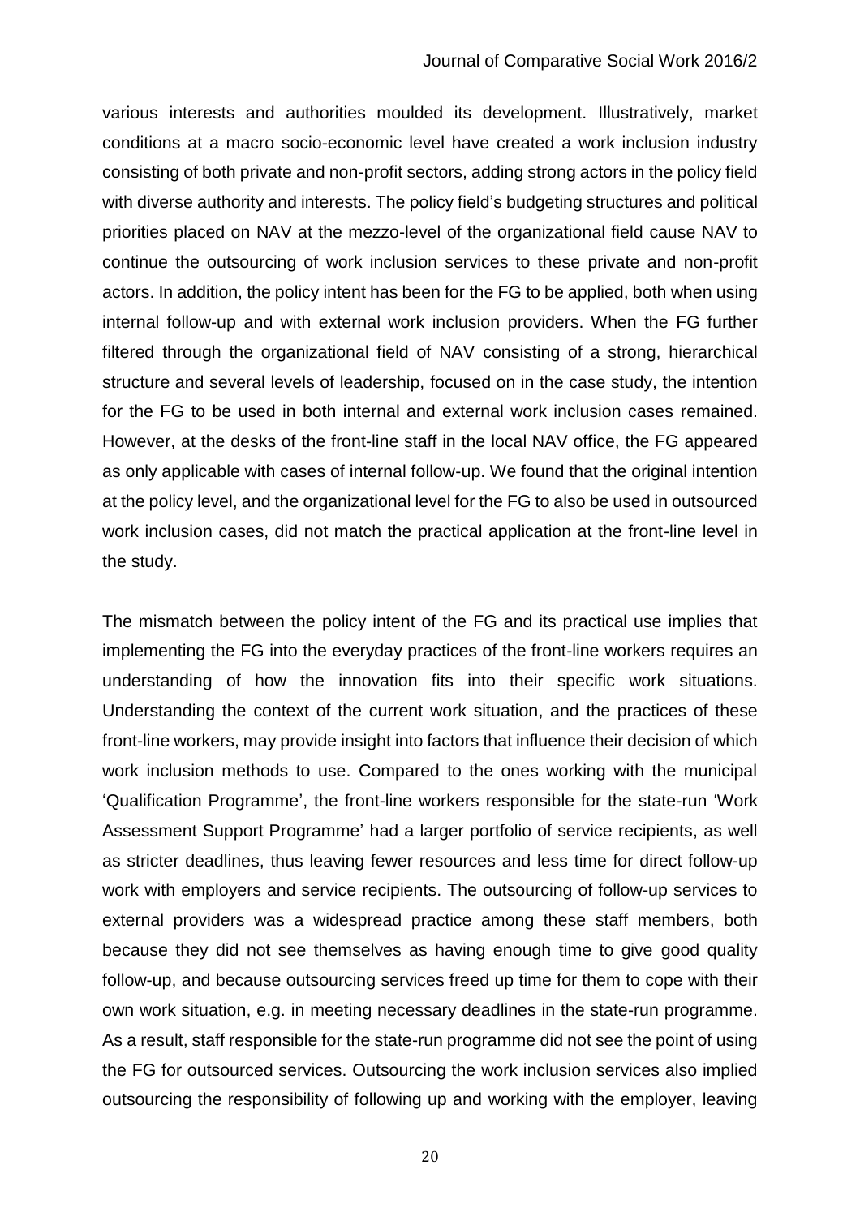various interests and authorities moulded its development. Illustratively, market conditions at a macro socio-economic level have created a work inclusion industry consisting of both private and non-profit sectors, adding strong actors in the policy field with diverse authority and interests. The policy field's budgeting structures and political priorities placed on NAV at the mezzo-level of the organizational field cause NAV to continue the outsourcing of work inclusion services to these private and non-profit actors. In addition, the policy intent has been for the FG to be applied, both when using internal follow-up and with external work inclusion providers. When the FG further filtered through the organizational field of NAV consisting of a strong, hierarchical structure and several levels of leadership, focused on in the case study, the intention for the FG to be used in both internal and external work inclusion cases remained. However, at the desks of the front-line staff in the local NAV office, the FG appeared as only applicable with cases of internal follow-up. We found that the original intention at the policy level, and the organizational level for the FG to also be used in outsourced work inclusion cases, did not match the practical application at the front-line level in the study.

The mismatch between the policy intent of the FG and its practical use implies that implementing the FG into the everyday practices of the front-line workers requires an understanding of how the innovation fits into their specific work situations. Understanding the context of the current work situation, and the practices of these front-line workers, may provide insight into factors that influence their decision of which work inclusion methods to use. Compared to the ones working with the municipal 'Qualification Programme', the front-line workers responsible for the state-run 'Work Assessment Support Programme' had a larger portfolio of service recipients, as well as stricter deadlines, thus leaving fewer resources and less time for direct follow-up work with employers and service recipients. The outsourcing of follow-up services to external providers was a widespread practice among these staff members, both because they did not see themselves as having enough time to give good quality follow-up, and because outsourcing services freed up time for them to cope with their own work situation, e.g. in meeting necessary deadlines in the state-run programme. As a result, staff responsible for the state-run programme did not see the point of using the FG for outsourced services. Outsourcing the work inclusion services also implied outsourcing the responsibility of following up and working with the employer, leaving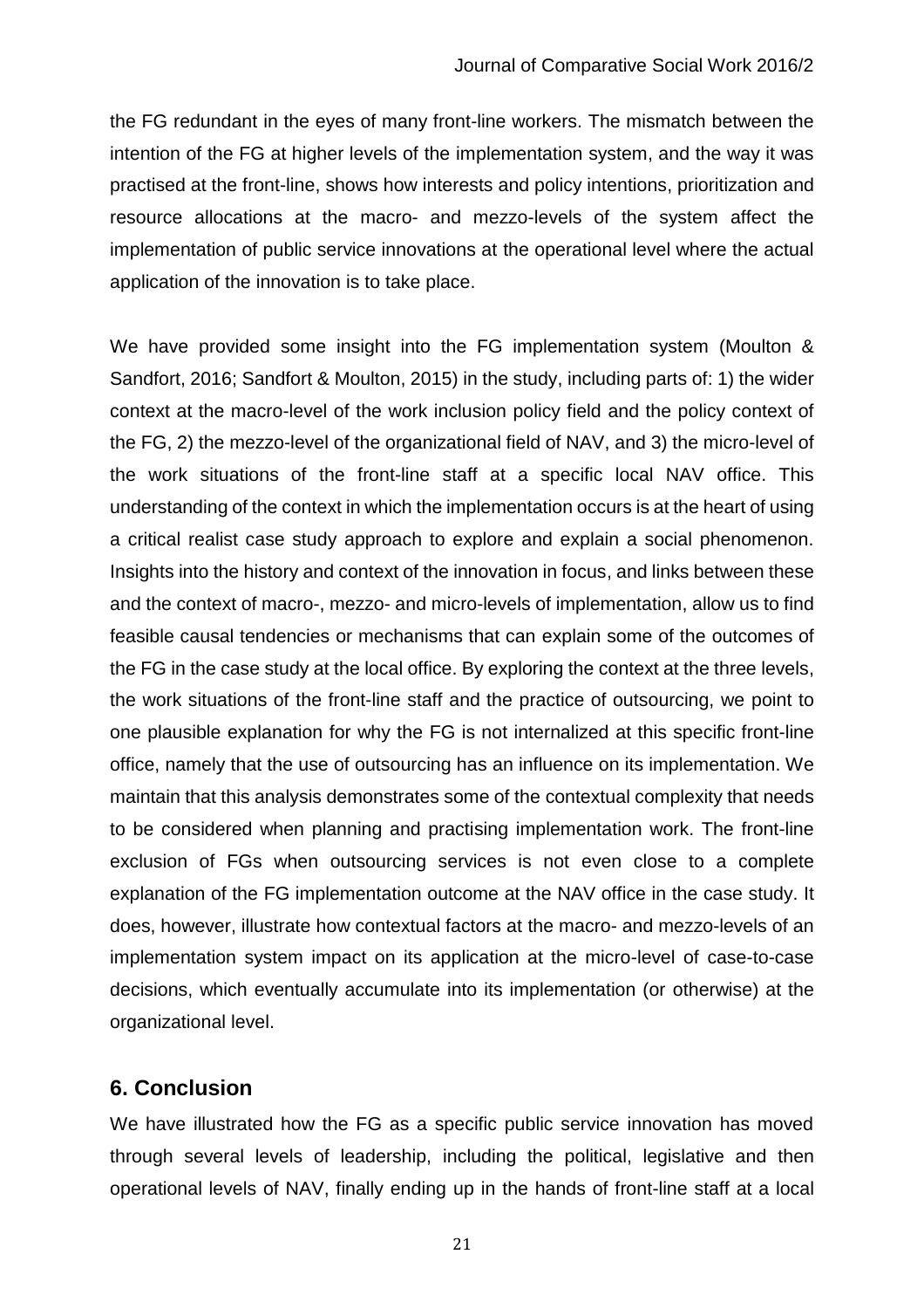the FG redundant in the eyes of many front-line workers. The mismatch between the intention of the FG at higher levels of the implementation system, and the way it was practised at the front-line, shows how interests and policy intentions, prioritization and resource allocations at the macro- and mezzo-levels of the system affect the implementation of public service innovations at the operational level where the actual application of the innovation is to take place.

We have provided some insight into the FG implementation system (Moulton & Sandfort, 2016; Sandfort & Moulton, 2015) in the study, including parts of: 1) the wider context at the macro-level of the work inclusion policy field and the policy context of the FG, 2) the mezzo-level of the organizational field of NAV, and 3) the micro-level of the work situations of the front-line staff at a specific local NAV office. This understanding of the context in which the implementation occurs is at the heart of using a critical realist case study approach to explore and explain a social phenomenon. Insights into the history and context of the innovation in focus, and links between these and the context of macro-, mezzo- and micro-levels of implementation, allow us to find feasible causal tendencies or mechanisms that can explain some of the outcomes of the FG in the case study at the local office. By exploring the context at the three levels, the work situations of the front-line staff and the practice of outsourcing, we point to one plausible explanation for why the FG is not internalized at this specific front-line office, namely that the use of outsourcing has an influence on its implementation. We maintain that this analysis demonstrates some of the contextual complexity that needs to be considered when planning and practising implementation work. The front-line exclusion of FGs when outsourcing services is not even close to a complete explanation of the FG implementation outcome at the NAV office in the case study. It does, however, illustrate how contextual factors at the macro- and mezzo-levels of an implementation system impact on its application at the micro-level of case-to-case decisions, which eventually accumulate into its implementation (or otherwise) at the organizational level.

## 6. Conclusion

We have illustrated how the FG as a specific public service innovation has moved through several levels of leadership, including the political, legislative and then operational levels of NAV, finally ending up in the hands of front-line staff at a local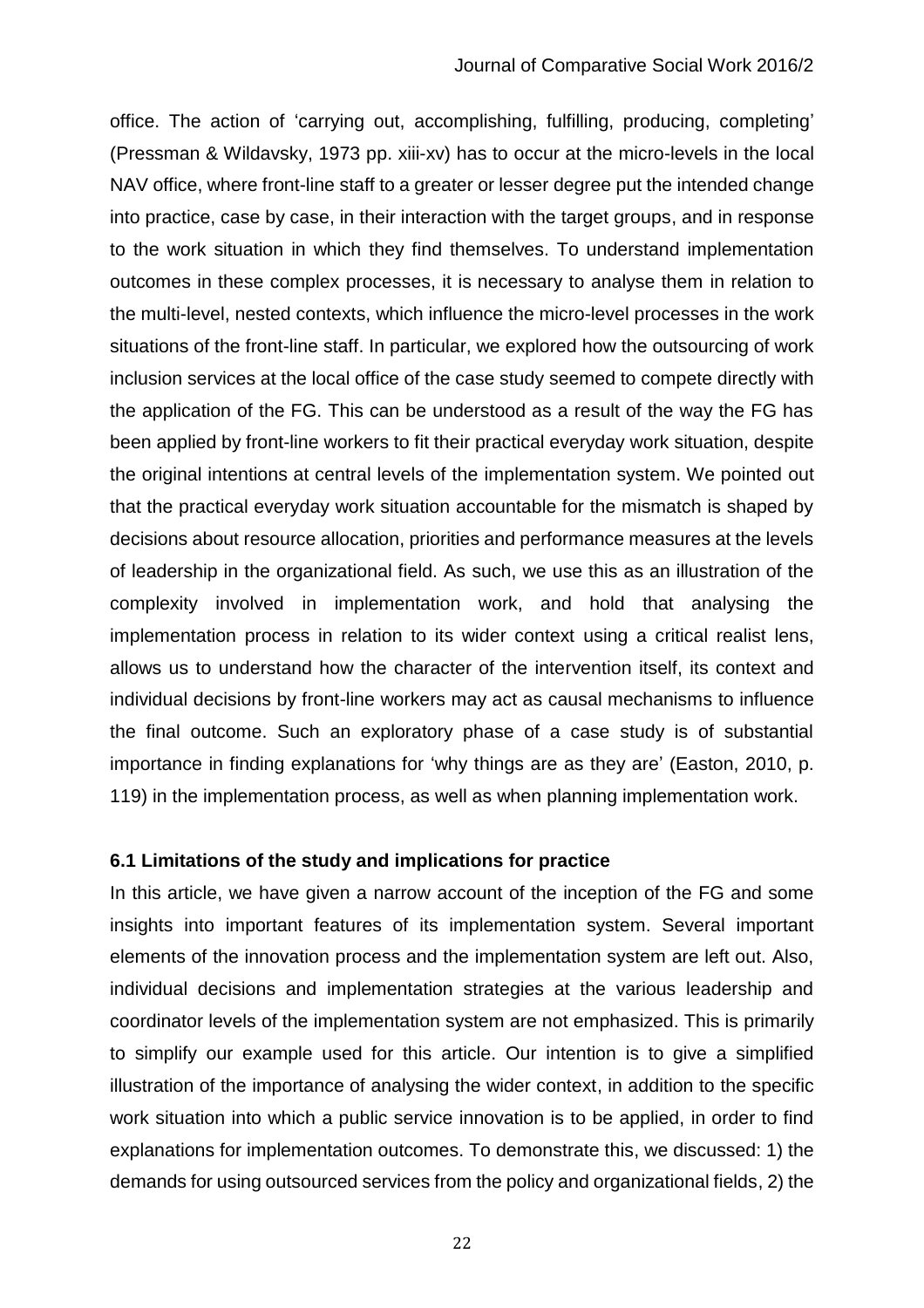office. The action of 'carrying out, accomplishing, fulfilling, producing, completing' (Pressman & Wildavsky, 1973 pp. xiii-xv) has to occur at the micro-levels in the local NAV office, where front-line staff to a greater or lesser degree put the intended change into practice, case by case, in their interaction with the target groups, and in response to the work situation in which they find themselves. To understand implementation outcomes in these complex processes, it is necessary to analyse them in relation to the multi-level, nested contexts, which influence the micro-level processes in the work situations of the front-line staff. In particular, we explored how the outsourcing of work inclusion services at the local office of the case study seemed to compete directly with the application of the FG. This can be understood as a result of the way the FG has been applied by front-line workers to fit their practical everyday work situation, despite the original intentions at central levels of the implementation system. We pointed out that the practical everyday work situation accountable for the mismatch is shaped by decisions about resource allocation, priorities and performance measures at the levels of leadership in the organizational field. As such, we use this as an illustration of the complexity involved in implementation work, and hold that analysing the implementation process in relation to its wider context using a critical realist lens, allows us to understand how the character of the intervention itself, its context and individual decisions by front-line workers may act as causal mechanisms to influence the final outcome. Such an exploratory phase of a case study is of substantial importance in finding explanations for 'why things are as they are' (Easton, 2010, p. 119) in the implementation process, as well as when planning implementation work.

### 6.1 Limitations of the study and implications for practice

In this article, we have given a narrow account of the inception of the FG and some insights into important features of its implementation system. Several important elements of the innovation process and the implementation system are left out. Also, individual decisions and implementation strategies at the various leadership and coordinator levels of the implementation system are not emphasized. This is primarily to simplify our example used for this article. Our intention is to give a simplified illustration of the importance of analysing the wider context, in addition to the specific work situation into which a public service innovation is to be applied, in order to find explanations for implementation outcomes. To demonstrate this, we discussed: 1) the demands for using outsourced services from the policy and organizational fields, 2) the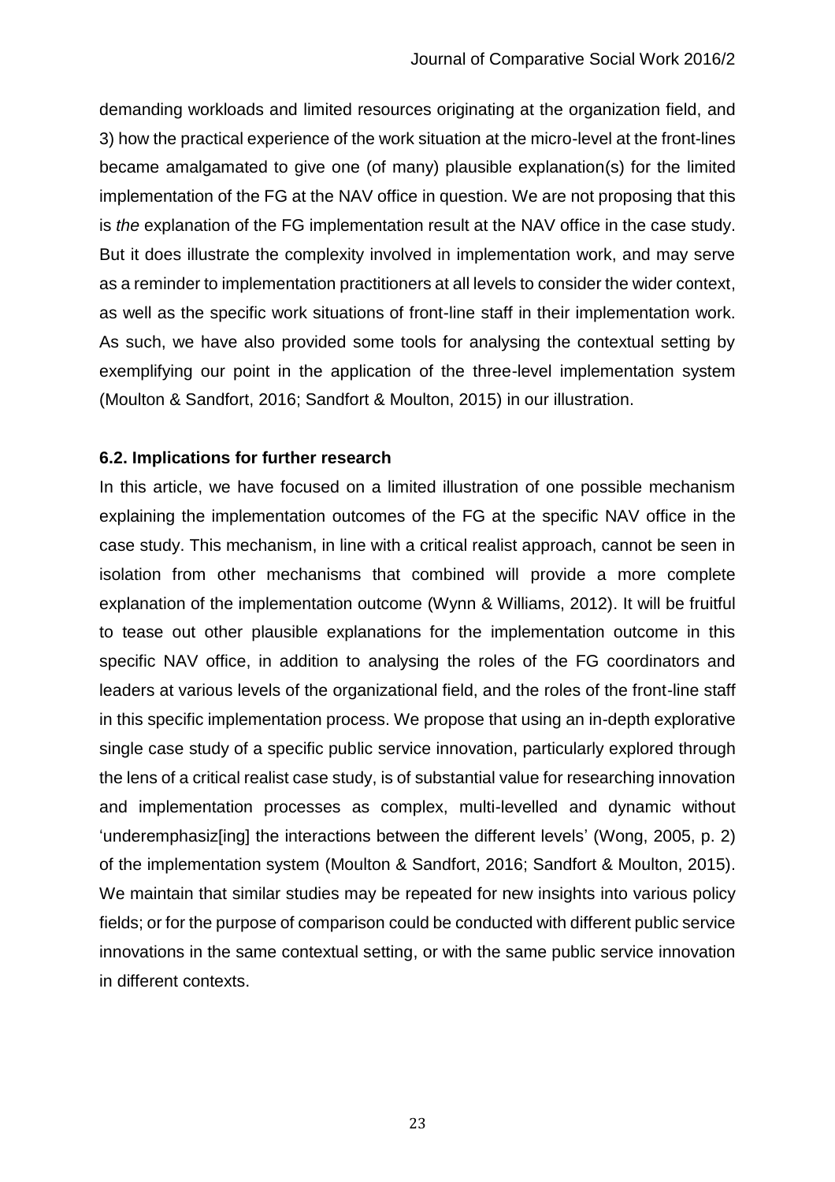demanding workloads and limited resources originating at the organization field, and 3) how the practical experience of the work situation at the micro-level at the front-lines became amalgamated to give one (of many) plausible explanation(s) for the limited implementation of the FG at the NAV office in question. We are not proposing that this is *the* explanation of the FG implementation result at the NAV office in the case study. But it does illustrate the complexity involved in implementation work, and may serve as a reminder to implementation practitioners at all levels to consider the wider context, as well as the specific work situations of front-line staff in their implementation work. As such, we have also provided some tools for analysing the contextual setting by exemplifying our point in the application of the three-level implementation system (Moulton & Sandfort, 2016; Sandfort & Moulton, 2015) in our illustration.

### 6.2. Implications for further research

In this article, we have focused on a limited illustration of one possible mechanism explaining the implementation outcomes of the FG at the specific NAV office in the case study. This mechanism, in line with a critical realist approach, cannot be seen in isolation from other mechanisms that combined will provide a more complete explanation of the implementation outcome (Wynn & Williams, 2012). It will be fruitful to tease out other plausible explanations for the implementation outcome in this specific NAV office, in addition to analysing the roles of the FG coordinators and leaders at various levels of the organizational field, and the roles of the front-line staff in this specific implementation process. We propose that using an in-depth explorative single case study of a specific public service innovation, particularly explored through the lens of a critical realist case study, is of substantial value for researching innovation and implementation processes as complex, multi-levelled and dynamic without 'underemphasiz[ing] the interactions between the different levels' (Wong, 2005, p. 2) of the implementation system (Moulton & Sandfort, 2016; Sandfort & Moulton, 2015). We maintain that similar studies may be repeated for new insights into various policy fields; or for the purpose of comparison could be conducted with different public service innovations in the same contextual setting, or with the same public service innovation in different contexts.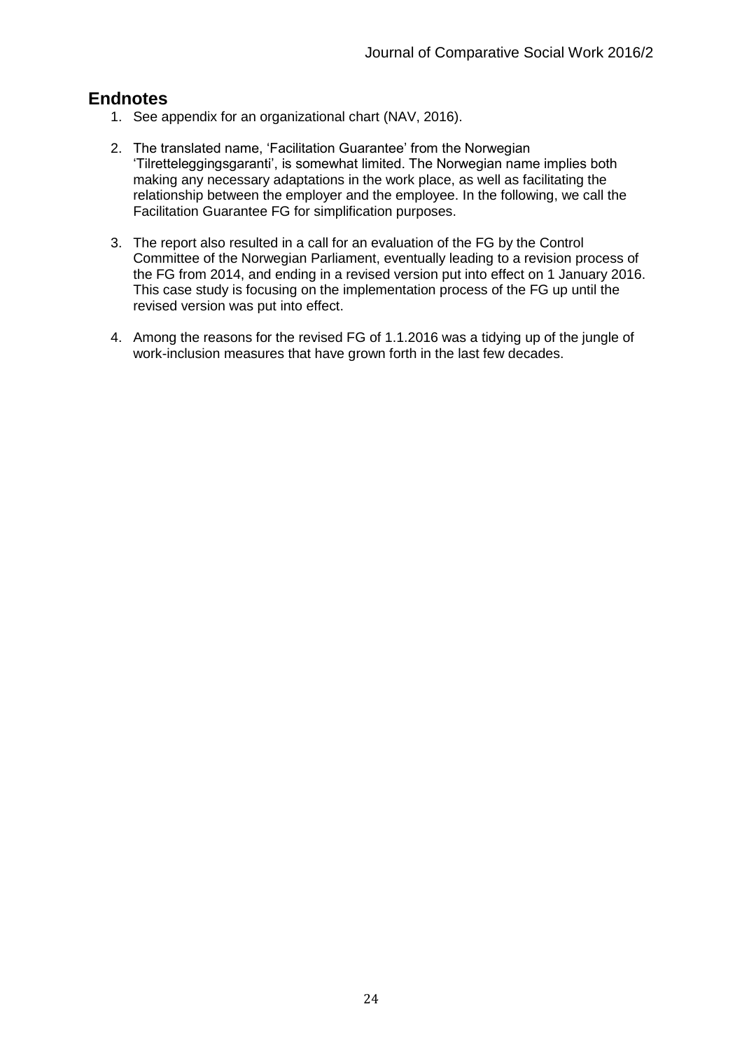## Endnotes

1. See appendix for an organizational chart (NAV, 2016).

2. The translated name, 'Facilitation Guarantee' from the Norwegian 'Tilretteleggingsgaranti', is somewhat limited. The Norwegian name implies both making any necessary adaptations in the work place, as well as facilitating the relationship between the employer and the employee. In the following, we call the Facilitation Guarantee FG for simplification purposes.

3. The report also resulted in a call for an evaluation of the FG by the Control Committee of the Norwegian Parliament, eventually leading to a revision process of the FG from 2014, and ending in a revised version put into effect on 1 January 2016. This case study is focusing on the implementation process of the FG up until the revised version was put into effect.

4. Among the reasons for the revised FG of 1.1.2016 was a tidying up of the jungle of work-inclusion measures that have grown forth in the last few decades.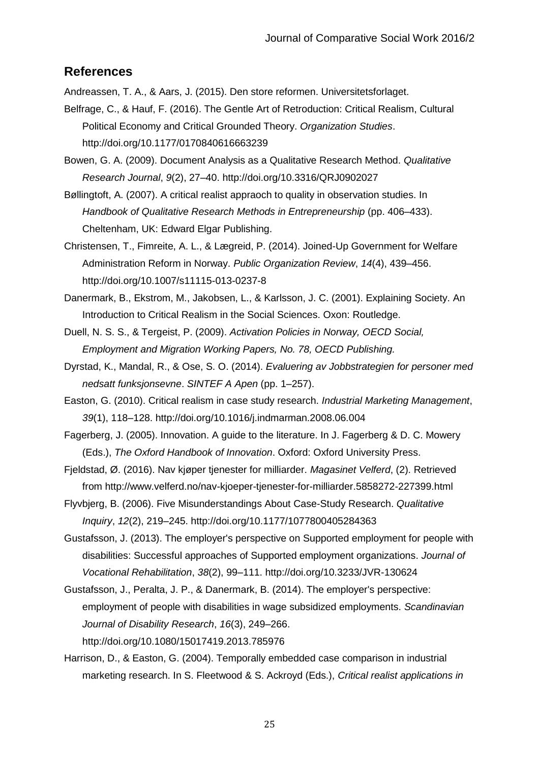## References

Andreassen, T. A., & Aars, J. (2015). Den store reformen. Universitetsforlaget.

Belfrage, C., & Hauf, F. (2016). The Gentle Art of Retroduction: Critical Realism, Cultural Political Economy and Critical Grounded Theory. *Organization Studies*. http://doi.org/10.1177/0170840616663239

Bowen, G. A. (2009). Document Analysis as a Qualitative Research Method. *Qualitative Research Journal*, *9*(2), 27–40. http://doi.org/10.3316/QRJ0902027

Bøllingtoft, A. (2007). A critical realist appraoch to quality in observation studies. In *Handbook of Qualitative Research Methods in Entrepreneurship* (pp. 406–433). Cheltenham, UK: Edward Elgar Publishing.

Christensen, T., Fimreite, A. L., & Lægreid, P. (2014). Joined-Up Government for Welfare Administration Reform in Norway. *Public Organization Review*, *14*(4), 439–456. http://doi.org/10.1007/s11115-013-0237-8

Danermark, B., Ekstrom, M., Jakobsen, L., & Karlsson, J. C. (2001). Explaining Society. An Introduction to Critical Realism in the Social Sciences. Oxon: Routledge.

Duell, N. S. S., & Tergeist, P. (2009). *Activation Policies in Norway, OECD Social, Employment and Migration Working Papers, No. 78, OECD Publishing.*

Dyrstad, K., Mandal, R., & Ose, S. O. (2014). *Evaluering av Jobbstrategien for personer med nedsatt funksjonsevne*. *SINTEF A Apen* (pp. 1–257).

Easton, G. (2010). Critical realism in case study research. *Industrial Marketing Management*, *39*(1), 118–128. http://doi.org/10.1016/j.indmarman.2008.06.004

Fagerberg, J. (2005). Innovation. A guide to the literature. In J. Fagerberg & D. C. Mowery (Eds.), *The Oxford Handbook of Innovation*. Oxford: Oxford University Press.

Fjeldstad, Ø. (2016). Nav kjøper tjenester for milliarder. *Magasinet Velferd*, (2). Retrieved from http://www.velferd.no/nav-kjoeper-tjenester-for-milliarder.5858272-227399.html

Flyvbjerg, B. (2006). Five Misunderstandings About Case-Study Research. *Qualitative Inquiry*, *12*(2), 219–245. http://doi.org/10.1177/1077800405284363

Gustafsson, J. (2013). The employer's perspective on Supported employment for people with disabilities: Successful approaches of Supported employment organizations. *Journal of Vocational Rehabilitation*, *38*(2), 99–111. http://doi.org/10.3233/JVR-130624

Gustafsson, J., Peralta, J. P., & Danermark, B. (2014). The employer's perspective: employment of people with disabilities in wage subsidized employments. *Scandinavian Journal of Disability Research*, *16*(3), 249–266. http://doi.org/10.1080/15017419.2013.785976

Harrison, D., & Easton, G. (2004). Temporally embedded case comparison in industrial marketing research. In S. Fleetwood & S. Ackroyd (Eds.), *Critical realist applications in*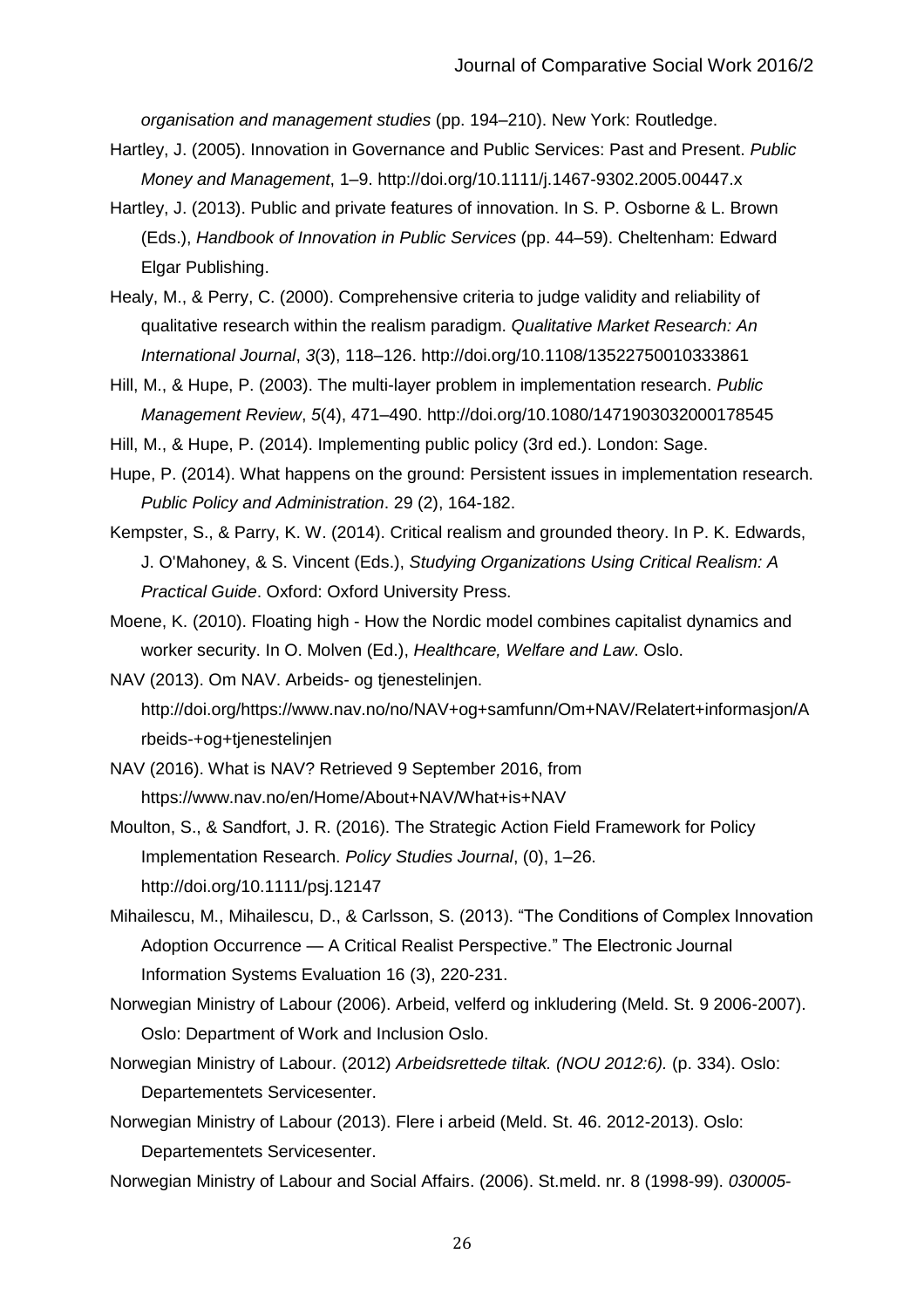*organisation and management studies* (pp. 194–210). New York: Routledge.

Hartley, J. (2005). Innovation in Governance and Public Services: Past and Present. *Public Money and Management*, 1–9. http://doi.org/10.1111/j.1467-9302.2005.00447.x

Hartley, J. (2013). Public and private features of innovation. In S. P. Osborne & L. Brown (Eds.), *Handbook of Innovation in Public Services* (pp. 44–59). Cheltenham: Edward Elgar Publishing.

Healy, M., & Perry, C. (2000). Comprehensive criteria to judge validity and reliability of qualitative research within the realism paradigm. *Qualitative Market Research: An International Journal*, *3*(3), 118–126. http://doi.org/10.1108/13522750010333861

Hill, M., & Hupe, P. (2003). The multi-layer problem in implementation research. *Public Management Review*, *5*(4), 471–490. http://doi.org/10.1080/1471903032000178545

Hill, M., & Hupe, P. (2014). Implementing public policy (3rd ed.). London: Sage.

Hupe, P. (2014). What happens on the ground: Persistent issues in implementation research. *Public Policy and Administration*. 29 (2), 164-182.

Kempster, S., & Parry, K. W. (2014). Critical realism and grounded theory. In P. K. Edwards, J. O'Mahoney, & S. Vincent (Eds.), *Studying Organizations Using Critical Realism: A Practical Guide*. Oxford: Oxford University Press.

Moene, K. (2010). Floating high - How the Nordic model combines capitalist dynamics and worker security. In O. Molven (Ed.), *Healthcare, Welfare and Law*. Oslo.

NAV (2013). Om NAV. Arbeids- og tjenestelinjen. http://doi.org/https://www.nav.no/no/NAV+og+samfunn/Om+NAV/Relatert+informasjon/Arbeids-+og+tjenestelinjen

NAV (2016). What is NAV? Retrieved 9 September 2016, from https://www.nav.no/en/Home/About+NAV/What+is+NAV

Moulton, S., & Sandfort, J. R. (2016). The Strategic Action Field Framework for Policy Implementation Research. *Policy Studies Journal*, (0), 1–26. http://doi.org/10.1111/psj.12147

Mihailescu, M., Mihailescu, D., & Carlsson, S. (2013). "The Conditions of Complex Innovation Adoption Occurrence — A Critical Realist Perspective." The Electronic Journal Information Systems Evaluation 16 (3), 220-231.

Norwegian Ministry of Labour (2006). Arbeid, velferd og inkludering (Meld. St. 9 2006-2007). Oslo: Department of Work and Inclusion Oslo.

Norwegian Ministry of Labour. (2012) *Arbeidsrettede tiltak. (NOU 2012:6).* (p. 334). Oslo: Departementets Servicesenter.

Norwegian Ministry of Labour (2013). Flere i arbeid (Meld. St. 46. 2012-2013). Oslo: Departementets Servicesenter.

Norwegian Ministry of Labour and Social Affairs. (2006). St.meld. nr. 8 (1998-99). *030005-*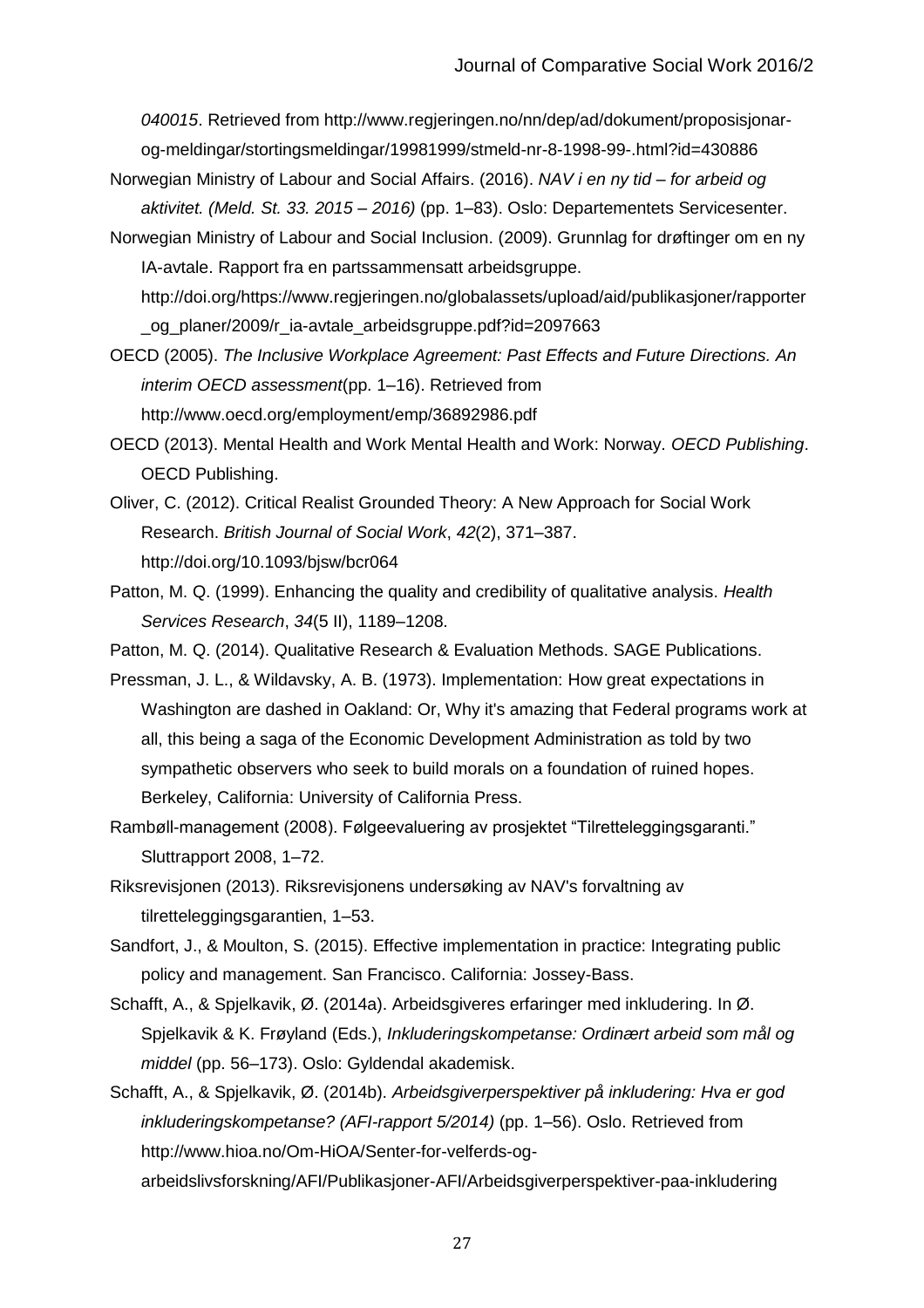*040015*. Retrieved from http://www.regjeringen.no/nn/dep/ad/dokument/proposisjonar-og-meldingar/stortingsmeldingar/19981999/stmeld-nr-8-1998-99-.html?id=430886

Norwegian Ministry of Labour and Social Affairs. (2016). *NAV i en ny tid – for arbeid og aktivitet. (Meld. St. 33. 2015 – 2016)* (pp. 1–83). Oslo: Departementets Servicesenter.

Norwegian Ministry of Labour and Social Inclusion. (2009). Grunnlag for drøftinger om en ny IA-avtale. Rapport fra en partssammensatt arbeidsgruppe. http://doi.org/https://www.regjeringen.no/globalassets/upload/aid/publikasjoner/rapporter_og_planer/2009/r_ia-avtale_arbeidsgruppe.pdf?id=2097663

OECD (2005). *The Inclusive Workplace Agreement: Past Effects and Future Directions. An interim OECD assessment*(pp. 1–16). Retrieved from http://www.oecd.org/employment/emp/36892986.pdf

OECD (2013). Mental Health and Work Mental Health and Work: Norway. *OECD Publishing*. OECD Publishing.

Oliver, C. (2012). Critical Realist Grounded Theory: A New Approach for Social Work Research. *British Journal of Social Work*, *42*(2), 371–387. http://doi.org/10.1093/bjsw/bcr064

Patton, M. Q. (1999). Enhancing the quality and credibility of qualitative analysis. *Health Services Research*, *34*(5 II), 1189–1208.

Patton, M. Q. (2014). Qualitative Research & Evaluation Methods. SAGE Publications.

Pressman, J. L., & Wildavsky, A. B. (1973). Implementation: How great expectations in Washington are dashed in Oakland: Or, Why it's amazing that Federal programs work at all, this being a saga of the Economic Development Administration as told by two sympathetic observers who seek to build morals on a foundation of ruined hopes. Berkeley, California: University of California Press.

Rambøll-management (2008). Følgeevaluering av prosjektet "Tilretteleggingsgaranti." Sluttrapport 2008, 1–72.

Riksrevisjonen (2013). Riksrevisjonens undersøking av NAV's forvaltning av tilretteleggingsgarantien, 1–53.

Sandfort, J., & Moulton, S. (2015). Effective implementation in practice: Integrating public policy and management. San Francisco. California: Jossey-Bass.

Schafft, A., & Spjelkavik, Ø. (2014a). Arbeidsgiveres erfaringer med inkludering. In Ø. Spjelkavik & K. Frøyland (Eds.), *Inkluderingskompetanse: Ordinært arbeid som mål og middel* (pp. 56–173). Oslo: Gyldendal akademisk.

Schafft, A., & Spjelkavik, Ø. (2014b). *Arbeidsgiverperspektiver på inkludering: Hva er god inkluderingskompetanse? (AFI-rapport 5/2014)* (pp. 1–56). Oslo. Retrieved from http://www.hioa.no/Om-HiOA/Senter-for-velferds-og-arbeidslivsforskning/AFI/Publikasjoner-AFI/Arbeidsgiverperspektiver-paa-inkludering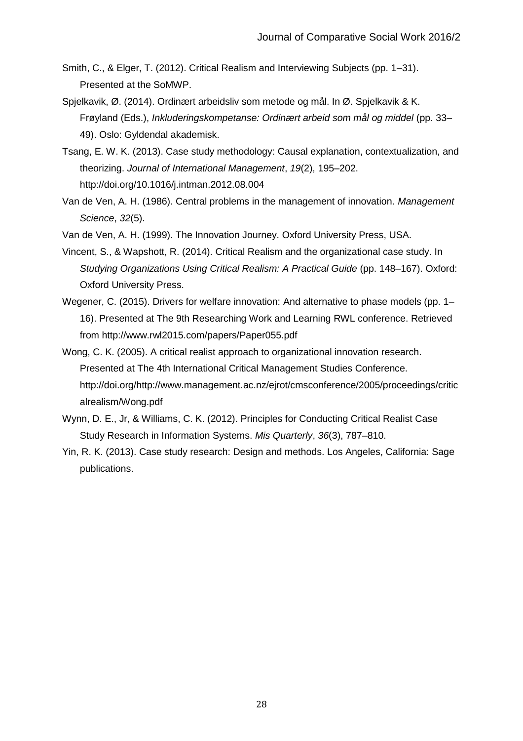Smith, C., & Elger, T. (2012). Critical Realism and Interviewing Subjects (pp. 1–31). Presented at the SoMWP.

Spjelkavik, Ø. (2014). Ordinært arbeidsliv som metode og mål. In Ø. Spjelkavik & K. Frøyland (Eds.), *Inkluderingskompetanse: Ordinært arbeid som mål og middel* (pp. 33–49). Oslo: Gyldendal akademisk.

Tsang, E. W. K. (2013). Case study methodology: Causal explanation, contextualization, and theorizing. *Journal of International Management*, *19*(2), 195–202. http://doi.org/10.1016/j.intman.2012.08.004

Van de Ven, A. H. (1986). Central problems in the management of innovation. *Management Science*, *32*(5).

Van de Ven, A. H. (1999). The Innovation Journey. Oxford University Press, USA.

Vincent, S., & Wapshott, R. (2014). Critical Realism and the organizational case study. In *Studying Organizations Using Critical Realism: A Practical Guide* (pp. 148–167). Oxford: Oxford University Press.

Wegener, C. (2015). Drivers for welfare innovation: And alternative to phase models (pp. 1–16). Presented at The 9th Researching Work and Learning RWL conference. Retrieved from http://www.rwl2015.com/papers/Paper055.pdf

Wong, C. K. (2005). A critical realist approach to organizational innovation research. Presented at The 4th International Critical Management Studies Conference. http://doi.org/http://www.management.ac.nz/ejrot/cmsconference/2005/proceedings/criticalrealism/Wong.pdf

Wynn, D. E., Jr, & Williams, C. K. (2012). Principles for Conducting Critical Realist Case Study Research in Information Systems. *Mis Quarterly*, *36*(3), 787–810.

Yin, R. K. (2013). Case study research: Design and methods. Los Angeles, California: Sage publications.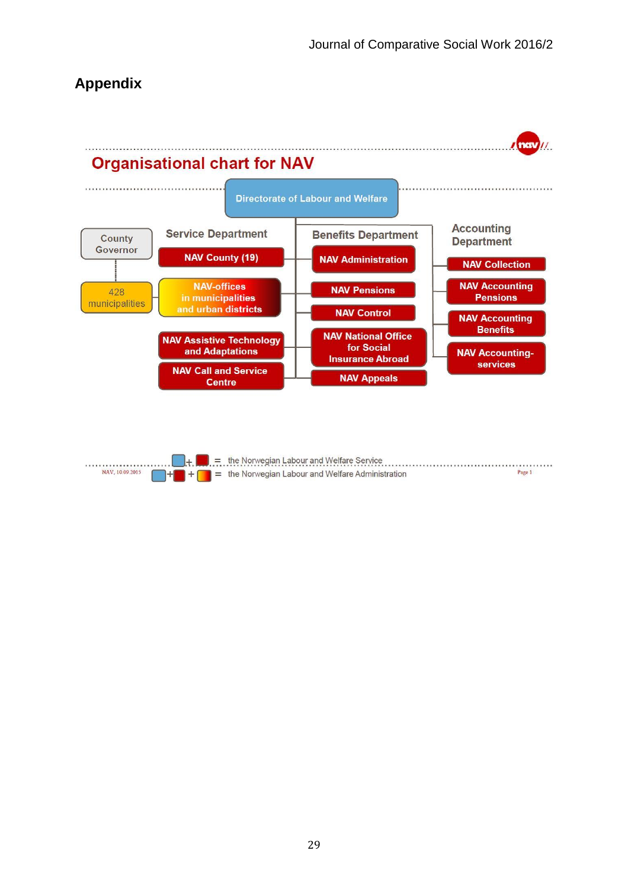## Appendix

Organisational chart for NAV

Directorate of Labour and Welfare

County Governor

428 municipalities

Service Department

NAV County (19)

NAV-offices in municipalities and urban districts

NAV Assistive Technology and Adaptations

NAV Call and Service Centre

Benefits Department

NAV Administration

NAV Pensions

NAV Control

NAV National Office for Social Insurance Abroad

NAV Appeals

Accounting Department

NAV Collection

NAV Accounting Pensions

NAV Accounting Benefits

NAV Accounting-services

+ = the Norwegian Labour and Welfare Service

+ + = the Norwegian Labour and Welfare Administration

NAV, 10.09.2015

Page 1